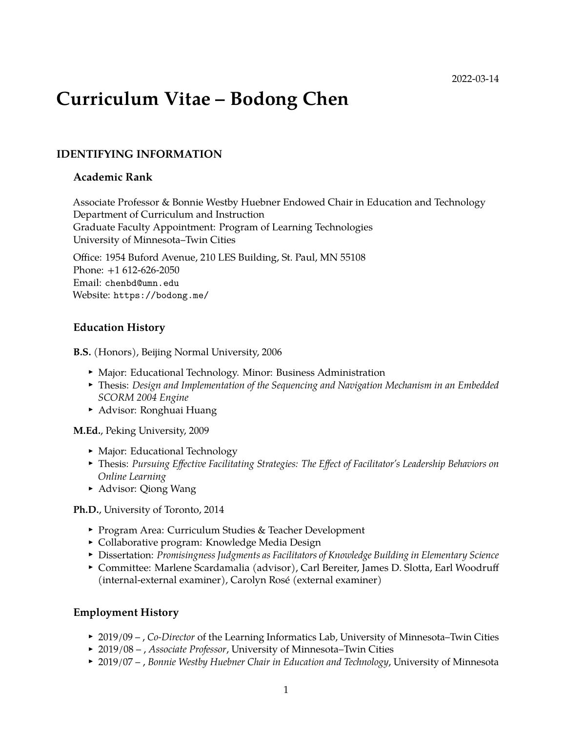2022-03-14

# Curriculum Vitae – Bodong Chen

## IDENTIFYING INFORMATION

### Academic Rank

Associate Professor & Bonnie Westby Huebner Endowed Chair in Education and Technology
Department of Curriculum and Instruction
Graduate Faculty Appointment: Program of Learning Technologies
University of Minnesota–Twin Cities

Office: 1954 Buford Avenue, 210 LES Building, St. Paul, MN 55108
Phone: +1 612-626-2050
Email: `chenbd@umn.edu`
Website: `https://bodong.me/`

### Education History

**B.S.** (Honors), Beijing Normal University, 2006

- Major: Educational Technology. Minor: Business Administration
- Thesis: *Design and Implementation of the Sequencing and Navigation Mechanism in an Embedded SCORM 2004 Engine*
- Advisor: Ronghuai Huang

**M.Ed.**, Peking University, 2009

- Major: Educational Technology
- Thesis: *Pursuing Effective Facilitating Strategies: The Effect of Facilitator's Leadership Behaviors on Online Learning*
- Advisor: Qiong Wang

**Ph.D.**, University of Toronto, 2014

- Program Area: Curriculum Studies & Teacher Development
- Collaborative program: Knowledge Media Design
- Dissertation: *Promisingness Judgments as Facilitators of Knowledge Building in Elementary Science*
- Committee: Marlene Scardamalia (advisor), Carl Bereiter, James D. Slotta, Earl Woodruff (internal-external examiner), Carolyn Rosé (external examiner)

### Employment History

- 2019/09 – , *Co-Director* of the Learning Informatics Lab, University of Minnesota–Twin Cities
- 2019/08 – , *Associate Professor*, University of Minnesota–Twin Cities
- 2019/07 – , *Bonnie Westby Huebner Chair in Education and Technology*, University of Minnesota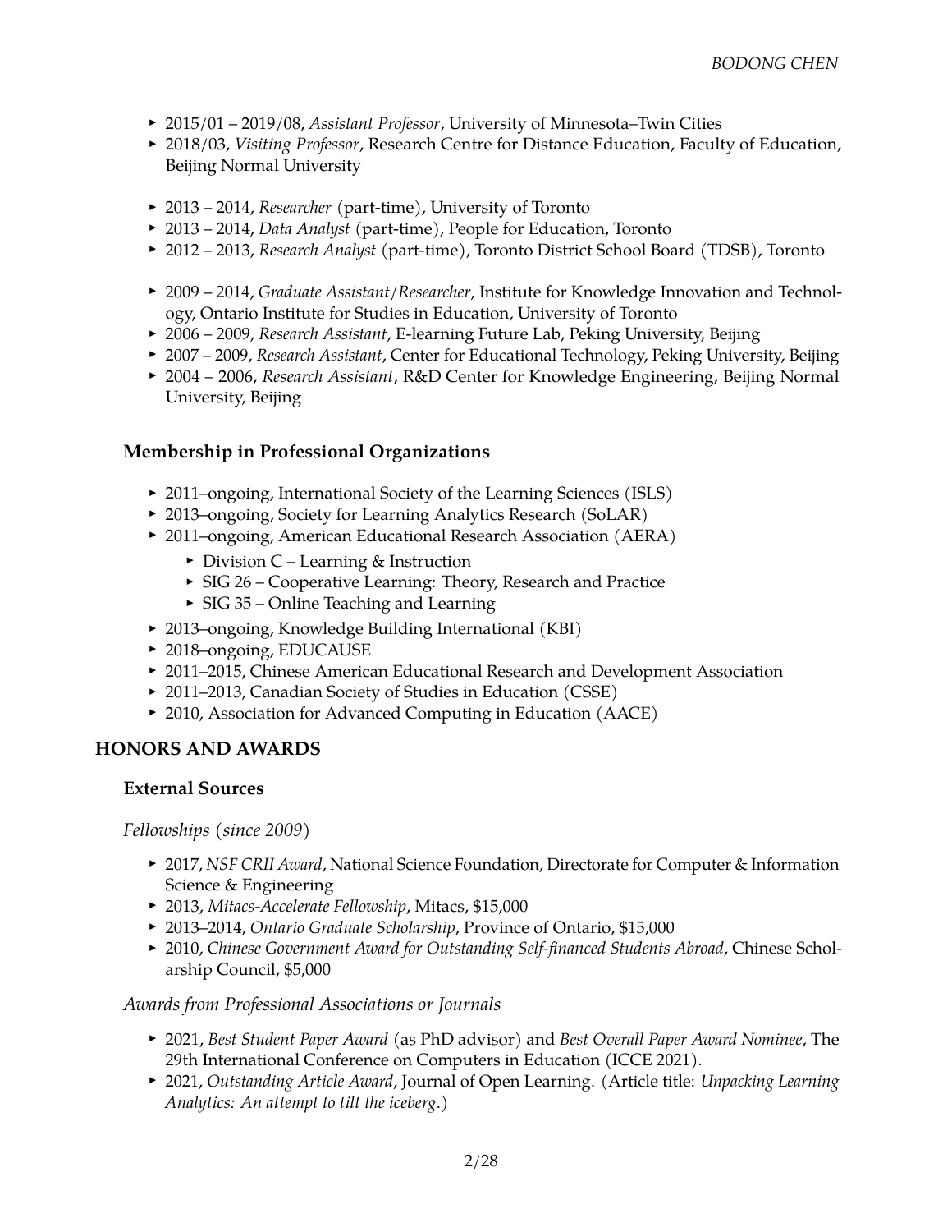- 2015/01 – 2019/08, *Assistant Professor*, University of Minnesota–Twin Cities
- 2018/03, *Visiting Professor*, Research Centre for Distance Education, Faculty of Education, Beijing Normal University

- 2013 – 2014, *Researcher* (part-time), University of Toronto
- 2013 – 2014, *Data Analyst* (part-time), People for Education, Toronto
- 2012 – 2013, *Research Analyst* (part-time), Toronto District School Board (TDSB), Toronto

- 2009 – 2014, *Graduate Assistant/Researcher*, Institute for Knowledge Innovation and Technology, Ontario Institute for Studies in Education, University of Toronto
- 2006 – 2009, *Research Assistant*, E-learning Future Lab, Peking University, Beijing
- 2007 – 2009, *Research Assistant*, Center for Educational Technology, Peking University, Beijing
- 2004 – 2006, *Research Assistant*, R&D Center for Knowledge Engineering, Beijing Normal University, Beijing

### Membership in Professional Organizations

- 2011–ongoing, International Society of the Learning Sciences (ISLS)
- 2013–ongoing, Society for Learning Analytics Research (SoLAR)
- 2011–ongoing, American Educational Research Association (AERA)
  - Division C – Learning & Instruction
  - SIG 26 – Cooperative Learning: Theory, Research and Practice
  - SIG 35 – Online Teaching and Learning
- 2013–ongoing, Knowledge Building International (KBI)
- 2018–ongoing, EDUCAUSE
- 2011–2015, Chinese American Educational Research and Development Association
- 2011–2013, Canadian Society of Studies in Education (CSSE)
- 2010, Association for Advanced Computing in Education (AACE)

## HONORS AND AWARDS

### External Sources

*Fellowships (since 2009)*

- 2017, *NSF CRII Award*, National Science Foundation, Directorate for Computer & Information Science & Engineering
- 2013, *Mitacs-Accelerate Fellowship*, Mitacs, $15,000
- 2013–2014, *Ontario Graduate Scholarship*, Province of Ontario, $15,000
- 2010, *Chinese Government Award for Outstanding Self-financed Students Abroad*, Chinese Scholarship Council, $5,000

*Awards from Professional Associations or Journals*

- 2021, *Best Student Paper Award* (as PhD advisor) and *Best Overall Paper Award Nominee*, The 29th International Conference on Computers in Education (ICCE 2021).
- 2021, *Outstanding Article Award*, Journal of Open Learning. (Article title: *Unpacking Learning Analytics: An attempt to tilt the iceberg.*)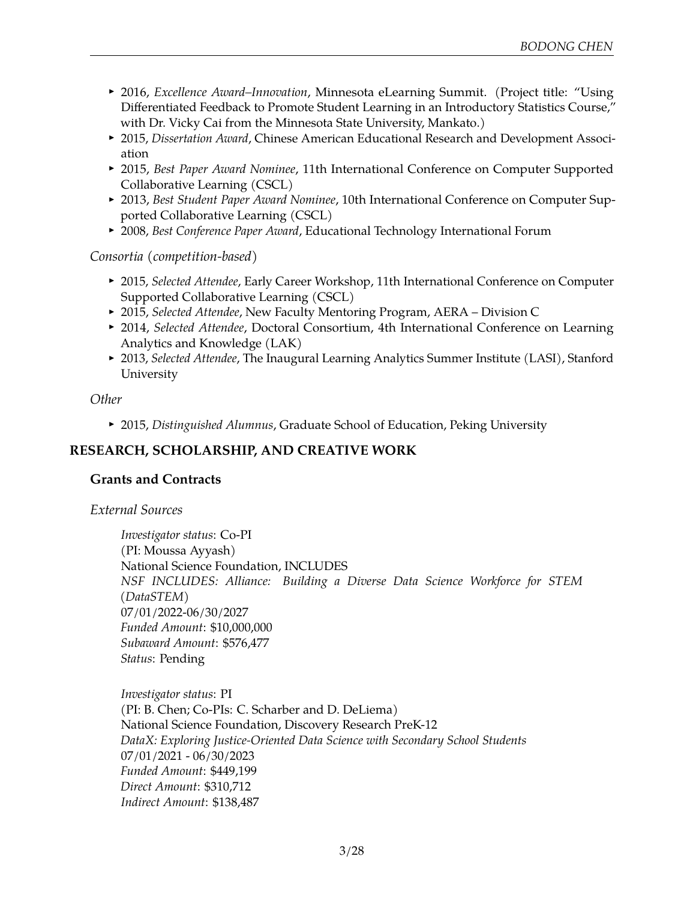- 2016, *Excellence Award–Innovation*, Minnesota eLearning Summit. (Project title: "Using Differentiated Feedback to Promote Student Learning in an Introductory Statistics Course," with Dr. Vicky Cai from the Minnesota State University, Mankato.)
- 2015, *Dissertation Award*, Chinese American Educational Research and Development Association
- 2015, *Best Paper Award Nominee*, 11th International Conference on Computer Supported Collaborative Learning (CSCL)
- 2013, *Best Student Paper Award Nominee*, 10th International Conference on Computer Supported Collaborative Learning (CSCL)
- 2008, *Best Conference Paper Award*, Educational Technology International Forum

*Consortia (competition-based)*

- 2015, *Selected Attendee*, Early Career Workshop, 11th International Conference on Computer Supported Collaborative Learning (CSCL)
- 2015, *Selected Attendee*, New Faculty Mentoring Program, AERA – Division C
- 2014, *Selected Attendee*, Doctoral Consortium, 4th International Conference on Learning Analytics and Knowledge (LAK)
- 2013, *Selected Attendee*, The Inaugural Learning Analytics Summer Institute (LASI), Stanford University

*Other*

- 2015, *Distinguished Alumnus*, Graduate School of Education, Peking University

## RESEARCH, SCHOLARSHIP, AND CREATIVE WORK

### Grants and Contracts

*External Sources*

*Investigator status*: Co-PI
(PI: Moussa Ayyash)
National Science Foundation, INCLUDES
*NSF INCLUDES: Alliance: Building a Diverse Data Science Workforce for STEM (DataSTEM)*
07/01/2022-06/30/2027
*Funded Amount*: $10,000,000
*Subaward Amount*: $576,477
*Status*: Pending

*Investigator status*: PI
(PI: B. Chen; Co-PIs: C. Scharber and D. DeLiema)
National Science Foundation, Discovery Research PreK-12
*DataX: Exploring Justice-Oriented Data Science with Secondary School Students*
07/01/2021 - 06/30/2023
*Funded Amount*: $449,199
*Direct Amount*: $310,712
*Indirect Amount*: $138,487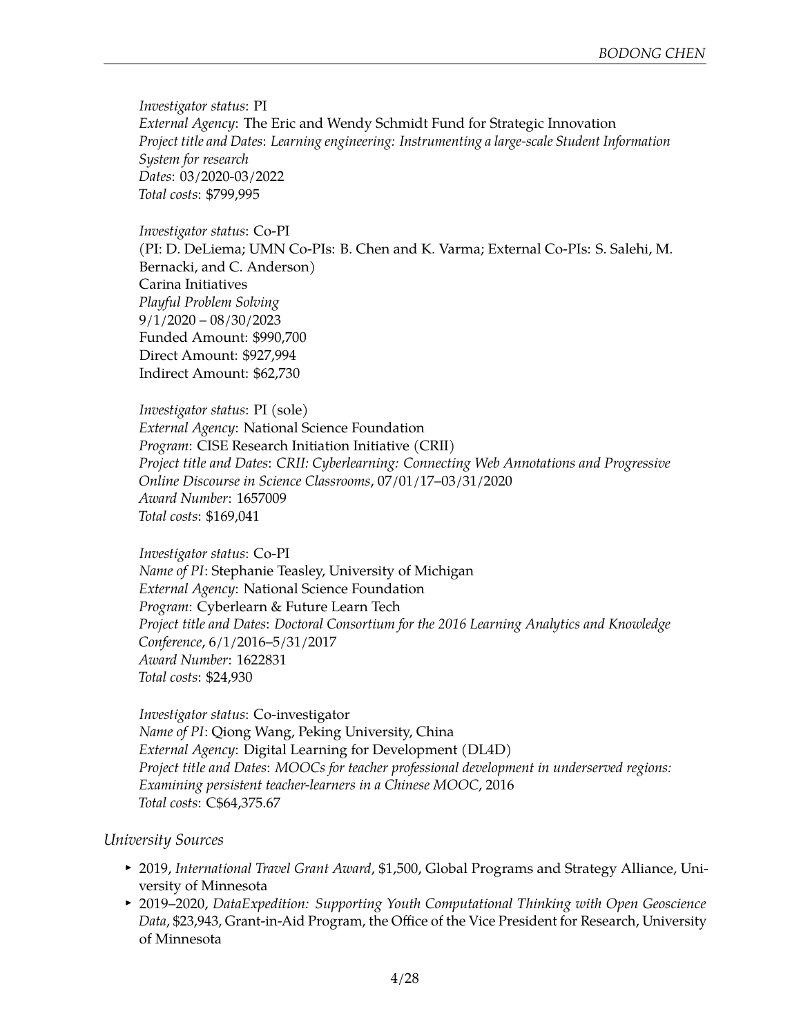*Investigator status*: PI
*External Agency*: The Eric and Wendy Schmidt Fund for Strategic Innovation
*Project title and Dates*: *Learning engineering: Instrumenting a large-scale Student Information System for research*
*Dates*: 03/2020-03/2022
*Total costs*: $799,995

*Investigator status*: Co-PI
(PI: D. DeLiema; UMN Co-PIs: B. Chen and K. Varma; External Co-PIs: S. Salehi, M. Bernacki, and C. Anderson)
Carina Initiatives
*Playful Problem Solving*
9/1/2020 – 08/30/2023
Funded Amount: $990,700
Direct Amount: $927,994
Indirect Amount: $62,730

*Investigator status*: PI (sole)
*External Agency*: National Science Foundation
*Program*: CISE Research Initiation Initiative (CRII)
*Project title and Dates*: *CRII: Cyberlearning: Connecting Web Annotations and Progressive Online Discourse in Science Classrooms*, 07/01/17–03/31/2020
*Award Number*: 1657009
*Total costs*: $169,041

*Investigator status*: Co-PI
*Name of PI*: Stephanie Teasley, University of Michigan
*External Agency*: National Science Foundation
*Program*: Cyberlearn & Future Learn Tech
*Project title and Dates*: *Doctoral Consortium for the 2016 Learning Analytics and Knowledge Conference*, 6/1/2016–5/31/2017
*Award Number*: 1622831
*Total costs*: $24,930

*Investigator status*: Co-investigator
*Name of PI*: Qiong Wang, Peking University, China
*External Agency*: Digital Learning for Development (DL4D)
*Project title and Dates*: *MOOCs for teacher professional development in underserved regions: Examining persistent teacher-learners in a Chinese MOOC*, 2016
*Total costs*: C$64,375.67

### *University Sources*

- 2019, *International Travel Grant Award*, $1,500, Global Programs and Strategy Alliance, University of Minnesota
- 2019–2020, *DataExpedition: Supporting Youth Computational Thinking with Open Geoscience Data*, $23,943, Grant-in-Aid Program, the Office of the Vice President for Research, University of Minnesota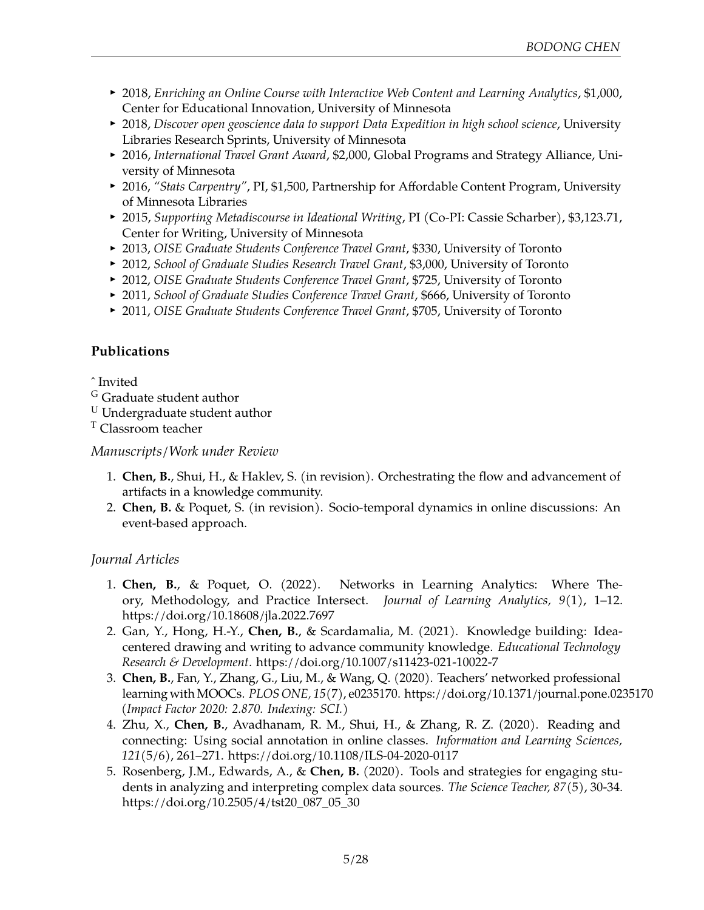- 2018, *Enriching an Online Course with Interactive Web Content and Learning Analytics*, $1,000, Center for Educational Innovation, University of Minnesota
- 2018, *Discover open geoscience data to support Data Expedition in high school science*, University Libraries Research Sprints, University of Minnesota
- 2016, *International Travel Grant Award*, $2,000, Global Programs and Strategy Alliance, University of Minnesota
- 2016, *"Stats Carpentry"*, PI, $1,500, Partnership for Affordable Content Program, University of Minnesota Libraries
- 2015, *Supporting Metadiscourse in Ideational Writing*, PI (Co-PI: Cassie Scharber), $3,123.71, Center for Writing, University of Minnesota
- 2013, *OISE Graduate Students Conference Travel Grant*, $330, University of Toronto
- 2012, *School of Graduate Studies Research Travel Grant*, $3,000, University of Toronto
- 2012, *OISE Graduate Students Conference Travel Grant*, $725, University of Toronto
- 2011, *School of Graduate Studies Conference Travel Grant*, $666, University of Toronto
- 2011, *OISE Graduate Students Conference Travel Grant*, $705, University of Toronto

## Publications

ˆ Invited
[G] Graduate student author
[U] Undergraduate student author
[T] Classroom teacher

*Manuscripts/Work under Review*

1. **Chen, B.**, Shui, H., & Haklev, S. (in revision). Orchestrating the flow and advancement of artifacts in a knowledge community.
2. **Chen, B.** & Poquet, S. (in revision). Socio-temporal dynamics in online discussions: An event-based approach.

*Journal Articles*

1. **Chen, B.**, & Poquet, O. (2022). Networks in Learning Analytics: Where Theory, Methodology, and Practice Intersect. *Journal of Learning Analytics, 9*(1), 1–12. https://doi.org/10.18608/jla.2022.7697
2. Gan, Y., Hong, H.-Y., **Chen, B.**, & Scardamalia, M. (2021). Knowledge building: Idea-centered drawing and writing to advance community knowledge. *Educational Technology Research & Development*. https://doi.org/10.1007/s11423-021-10022-7
3. **Chen, B.**, Fan, Y., Zhang, G., Liu, M., & Wang, Q. (2020). Teachers' networked professional learning with MOOCs. *PLOS ONE, 15*(7), e0235170. https://doi.org/10.1371/journal.pone.0235170 (*Impact Factor 2020: 2.870. Indexing: SCI.*)
4. Zhu, X., **Chen, B.**, Avadhanam, R. M., Shui, H., & Zhang, R. Z. (2020). Reading and connecting: Using social annotation in online classes. *Information and Learning Sciences, 121*(5/6), 261–271. https://doi.org/10.1108/ILS-04-2020-0117
5. Rosenberg, J.M., Edwards, A., & **Chen, B.** (2020). Tools and strategies for engaging students in analyzing and interpreting complex data sources. *The Science Teacher, 87*(5), 30-34. https://doi.org/10.2505/4/tst20_087_05_30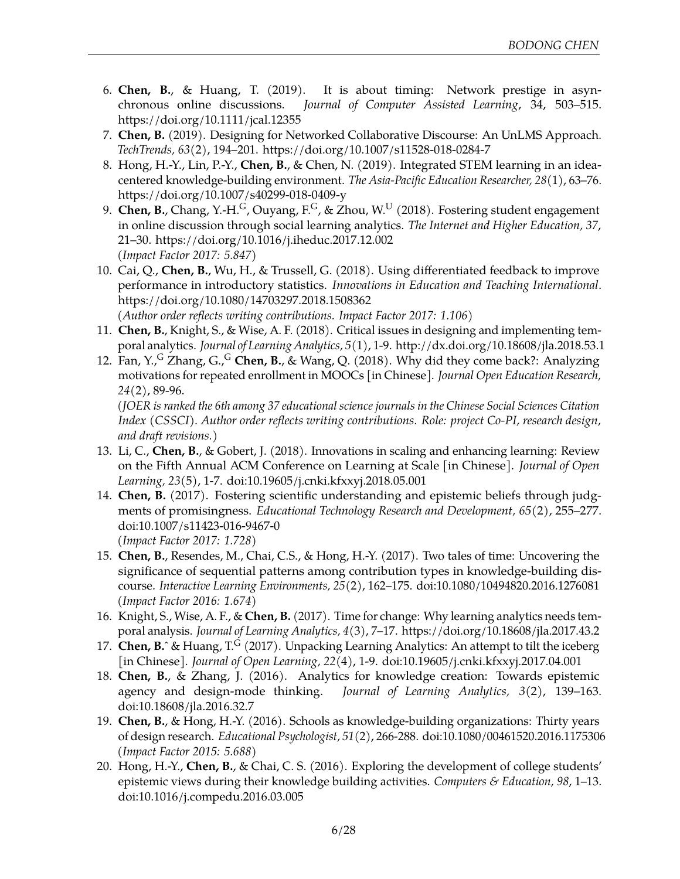6. **Chen, B.**, & Huang, T. (2019). It is about timing: Network prestige in asynchronous online discussions. *Journal of Computer Assisted Learning*, 34, 503–515. https://doi.org/10.1111/jcal.12355
7. **Chen, B.** (2019). Designing for Networked Collaborative Discourse: An UnLMS Approach. *TechTrends, 63*(2), 194–201. https://doi.org/10.1007/s11528-018-0284-7
8. Hong, H.-Y., Lin, P.-Y., **Chen, B.**, & Chen, N. (2019). Integrated STEM learning in an idea-centered knowledge-building environment. *The Asia-Pacific Education Researcher, 28*(1), 63–76. https://doi.org/10.1007/s40299-018-0409-y
9. **Chen, B.**, Chang, Y.-H.[G], Ouyang, F.[G], & Zhou, W.[U] (2018). Fostering student engagement in online discussion through social learning analytics. *The Internet and Higher Education, 37*, 21–30. https://doi.org/10.1016/j.iheduc.2017.12.002
   (*Impact Factor 2017: 5.847*)
10. Cai, Q., **Chen, B.**, Wu, H., & Trussell, G. (2018). Using differentiated feedback to improve performance in introductory statistics. *Innovations in Education and Teaching International*. https://doi.org/10.1080/14703297.2018.1508362
    (*Author order reflects writing contributions. Impact Factor 2017: 1.106*)
11. **Chen, B.**, Knight, S., & Wise, A. F. (2018). Critical issues in designing and implementing temporal analytics. *Journal of Learning Analytics, 5*(1), 1-9. http://dx.doi.org/10.18608/jla.2018.53.1
12. Fan, Y.,[G] Zhang, G.,[G] **Chen, B.**, & Wang, Q. (2018). Why did they come back?: Analyzing motivations for repeated enrollment in MOOCs [in Chinese]. *Journal Open Education Research, 24*(2), 89-96.
    (*JOER is ranked the 6th among 37 educational science journals in the Chinese Social Sciences Citation Index (CSSCI). Author order reflects writing contributions. Role: project Co-PI, research design, and draft revisions.*)
13. Li, C., **Chen, B.**, & Gobert, J. (2018). Innovations in scaling and enhancing learning: Review on the Fifth Annual ACM Conference on Learning at Scale [in Chinese]. *Journal of Open Learning, 23*(5), 1-7. doi:10.19605/j.cnki.kfxxyj.2018.05.001
14. **Chen, B.** (2017). Fostering scientific understanding and epistemic beliefs through judgments of promisingness. *Educational Technology Research and Development, 65*(2), 255–277. doi:10.1007/s11423-016-9467-0
    (*Impact Factor 2017: 1.728*)
15. **Chen, B.**, Resendes, M., Chai, C.S., & Hong, H.-Y. (2017). Two tales of time: Uncovering the significance of sequential patterns among contribution types in knowledge-building discourse. *Interactive Learning Environments, 25*(2), 162–175. doi:10.1080/10494820.2016.1276081
    (*Impact Factor 2016: 1.674*)
16. Knight, S., Wise, A. F., & **Chen, B.** (2017). Time for change: Why learning analytics needs temporal analysis. *Journal of Learning Analytics, 4*(3), 7–17. https://doi.org/10.18608/jla.2017.43.2
17. **Chen, B.**^ & Huang, T.[G] (2017). Unpacking Learning Analytics: An attempt to tilt the iceberg [in Chinese]. *Journal of Open Learning, 22*(4), 1-9. doi:10.19605/j.cnki.kfxxyj.2017.04.001
18. **Chen, B.**, & Zhang, J. (2016). Analytics for knowledge creation: Towards epistemic agency and design-mode thinking. *Journal of Learning Analytics, 3*(2), 139–163. doi:10.18608/jla.2016.32.7
19. **Chen, B.**, & Hong, H.-Y. (2016). Schools as knowledge-building organizations: Thirty years of design research. *Educational Psychologist, 51*(2), 266-288. doi:10.1080/00461520.2016.1175306
    (*Impact Factor 2015: 5.688*)
20. Hong, H.-Y., **Chen, B.**, & Chai, C. S. (2016). Exploring the development of college students' epistemic views during their knowledge building activities. *Computers & Education, 98*, 1–13. doi:10.1016/j.compedu.2016.03.005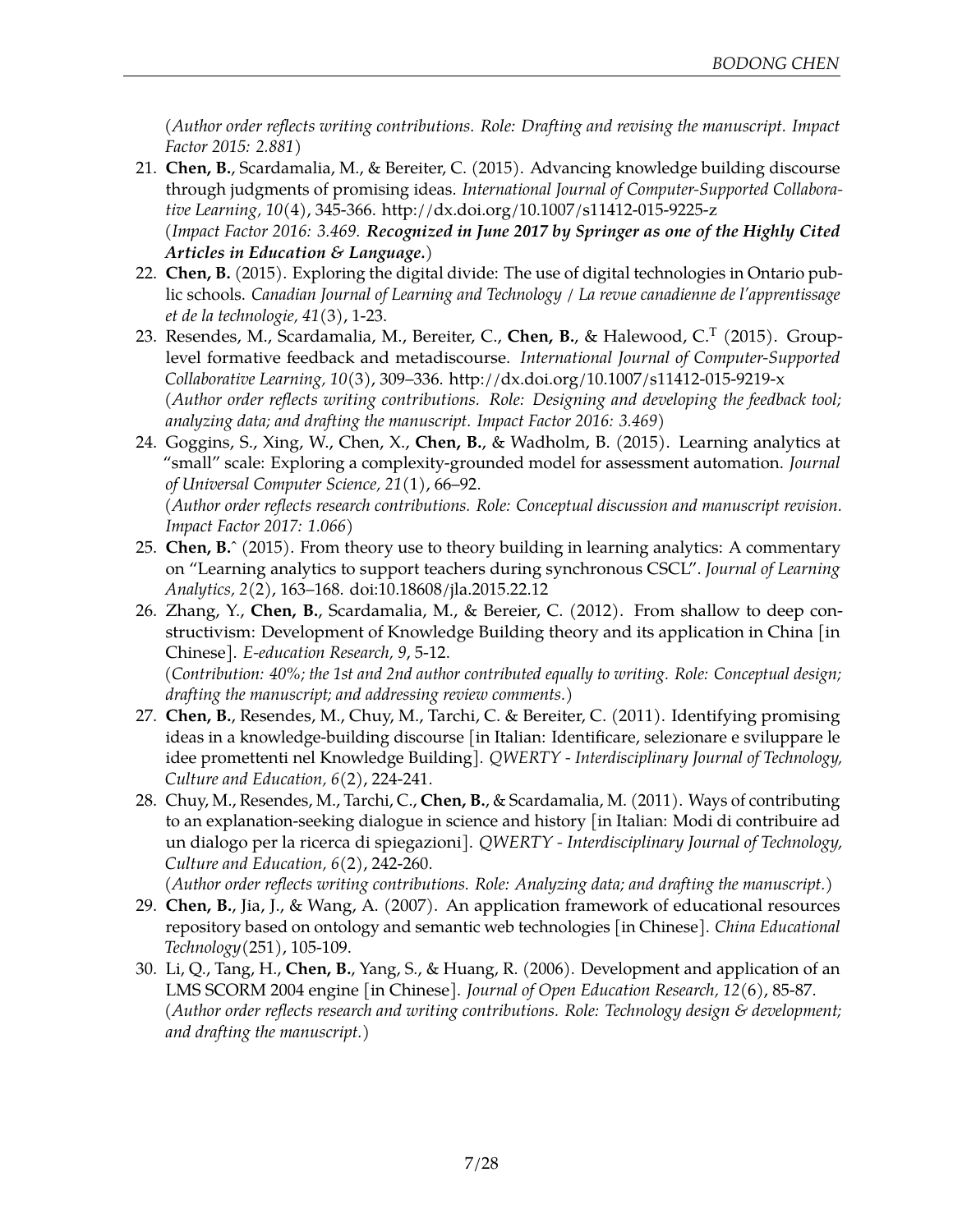(*Author order reflects writing contributions. Role: Drafting and revising the manuscript. Impact Factor 2015: 2.881*)

21. **Chen, B.**, Scardamalia, M., & Bereiter, C. (2015). Advancing knowledge building discourse through judgments of promising ideas. *International Journal of Computer-Supported Collaborative Learning, 10*(4), 345-366. http://dx.doi.org/10.1007/s11412-015-9225-z
(*Impact Factor 2016: 3.469. **Recognized in June 2017 by Springer as one of the Highly Cited Articles in Education & Language.***)
22. **Chen, B.** (2015). Exploring the digital divide: The use of digital technologies in Ontario public schools. *Canadian Journal of Learning and Technology / La revue canadienne de l'apprentissage et de la technologie, 41*(3), 1-23.
23. Resendes, M., Scardamalia, M., Bereiter, C., **Chen, B.**, & Halewood, C.[T] (2015). Group-level formative feedback and metadiscourse. *International Journal of Computer-Supported Collaborative Learning, 10*(3), 309–336. http://dx.doi.org/10.1007/s11412-015-9219-x
(*Author order reflects writing contributions. Role: Designing and developing the feedback tool; analyzing data; and drafting the manuscript. Impact Factor 2016: 3.469*)
24. Goggins, S., Xing, W., Chen, X., **Chen, B.**, & Wadholm, B. (2015). Learning analytics at "small" scale: Exploring a complexity-grounded model for assessment automation. *Journal of Universal Computer Science, 21*(1), 66–92.
(*Author order reflects research contributions. Role: Conceptual discussion and manuscript revision. Impact Factor 2017: 1.066*)
25. **Chen, B.**ˆ (2015). From theory use to theory building in learning analytics: A commentary on "Learning analytics to support teachers during synchronous CSCL". *Journal of Learning Analytics, 2*(2), 163–168. doi:10.18608/jla.2015.22.12
26. Zhang, Y., **Chen, B.**, Scardamalia, M., & Bereier, C. (2012). From shallow to deep constructivism: Development of Knowledge Building theory and its application in China [in Chinese]. *E-education Research, 9*, 5-12.
(*Contribution: 40%; the 1st and 2nd author contributed equally to writing. Role: Conceptual design; drafting the manuscript; and addressing review comments.*)
27. **Chen, B.**, Resendes, M., Chuy, M., Tarchi, C. & Bereiter, C. (2011). Identifying promising ideas in a knowledge-building discourse [in Italian: Identificare, selezionare e sviluppare le idee promettenti nel Knowledge Building]. *QWERTY - Interdisciplinary Journal of Technology, Culture and Education, 6*(2), 224-241.
28. Chuy, M., Resendes, M., Tarchi, C., **Chen, B.**, & Scardamalia, M. (2011). Ways of contributing to an explanation-seeking dialogue in science and history [in Italian: Modi di contribuire ad un dialogo per la ricerca di spiegazioni]. *QWERTY - Interdisciplinary Journal of Technology, Culture and Education, 6*(2), 242-260.
(*Author order reflects writing contributions. Role: Analyzing data; and drafting the manuscript.*)
29. **Chen, B.**, Jia, J., & Wang, A. (2007). An application framework of educational resources repository based on ontology and semantic web technologies [in Chinese]. *China Educational Technology*(251), 105-109.
30. Li, Q., Tang, H., **Chen, B.**, Yang, S., & Huang, R. (2006). Development and application of an LMS SCORM 2004 engine [in Chinese]. *Journal of Open Education Research, 12*(6), 85-87.
(*Author order reflects research and writing contributions. Role: Technology design & development; and drafting the manuscript.*)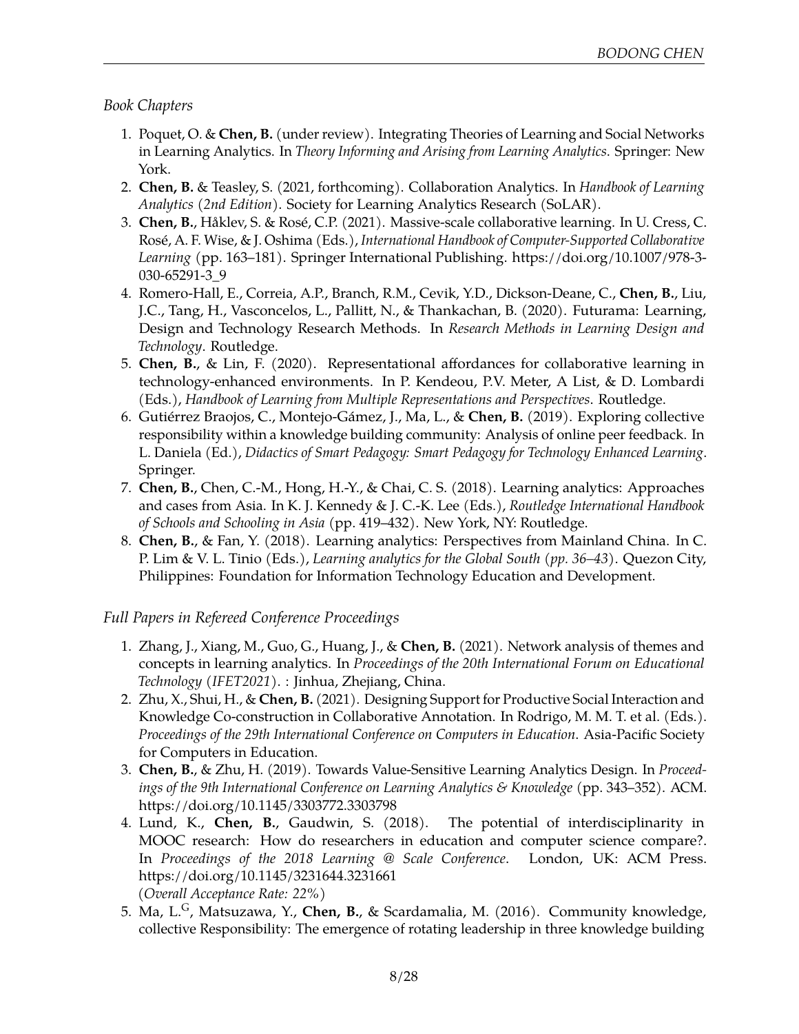*Book Chapters*

1. Poquet, O. & **Chen, B.** (under review). Integrating Theories of Learning and Social Networks in Learning Analytics. In *Theory Informing and Arising from Learning Analytics*. Springer: New York.
2. **Chen, B.** & Teasley, S. (2021, forthcoming). Collaboration Analytics. In *Handbook of Learning Analytics (2nd Edition)*. Society for Learning Analytics Research (SoLAR).
3. **Chen, B.**, Håklev, S. & Rosé, C.P. (2021). Massive-scale collaborative learning. In U. Cress, C. Rosé, A. F. Wise, & J. Oshima (Eds.), *International Handbook of Computer-Supported Collaborative Learning* (pp. 163–181). Springer International Publishing. https://doi.org/10.1007/978-3-030-65291-3_9
4. Romero-Hall, E., Correia, A.P., Branch, R.M., Cevik, Y.D., Dickson-Deane, C., **Chen, B.**, Liu, J.C., Tang, H., Vasconcelos, L., Pallitt, N., & Thankachan, B. (2020). Futurama: Learning, Design and Technology Research Methods. In *Research Methods in Learning Design and Technology*. Routledge.
5. **Chen, B.**, & Lin, F. (2020). Representational affordances for collaborative learning in technology-enhanced environments. In P. Kendeou, P.V. Meter, A List, & D. Lombardi (Eds.), *Handbook of Learning from Multiple Representations and Perspectives*. Routledge.
6. Gutiérrez Braojos, C., Montejo-Gámez, J., Ma, L., & **Chen, B.** (2019). Exploring collective responsibility within a knowledge building community: Analysis of online peer feedback. In L. Daniela (Ed.), *Didactics of Smart Pedagogy: Smart Pedagogy for Technology Enhanced Learning*. Springer.
7. **Chen, B.**, Chen, C.-M., Hong, H.-Y., & Chai, C. S. (2018). Learning analytics: Approaches and cases from Asia. In K. J. Kennedy & J. C.-K. Lee (Eds.), *Routledge International Handbook of Schools and Schooling in Asia* (pp. 419–432). New York, NY: Routledge.
8. **Chen, B.**, & Fan, Y. (2018). Learning analytics: Perspectives from Mainland China. In C. P. Lim & V. L. Tinio (Eds.), *Learning analytics for the Global South (pp. 36–43)*. Quezon City, Philippines: Foundation for Information Technology Education and Development.

*Full Papers in Refereed Conference Proceedings*

1. Zhang, J., Xiang, M., Guo, G., Huang, J., & **Chen, B.** (2021). Network analysis of themes and concepts in learning analytics. In *Proceedings of the 20th International Forum on Educational Technology (IFET2021)*. : Jinhua, Zhejiang, China.
2. Zhu, X., Shui, H., & **Chen, B.** (2021). Designing Support for Productive Social Interaction and Knowledge Co-construction in Collaborative Annotation. In Rodrigo, M. M. T. et al. (Eds.). *Proceedings of the 29th International Conference on Computers in Education*. Asia-Pacific Society for Computers in Education.
3. **Chen, B.**, & Zhu, H. (2019). Towards Value-Sensitive Learning Analytics Design. In *Proceedings of the 9th International Conference on Learning Analytics & Knowledge* (pp. 343–352). ACM. https://doi.org/10.1145/3303772.3303798
4. Lund, K., **Chen, B.**, Gaudwin, S. (2018). The potential of interdisciplinarity in MOOC research: How do researchers in education and computer science compare?. In *Proceedings of the 2018 Learning @ Scale Conference*. London, UK: ACM Press. https://doi.org/10.1145/3231644.3231661
(*Overall Acceptance Rate: 22%*)
5. Ma, L.[G], Matsuzawa, Y., **Chen, B.**, & Scardamalia, M. (2016). Community knowledge, collective Responsibility: The emergence of rotating leadership in three knowledge building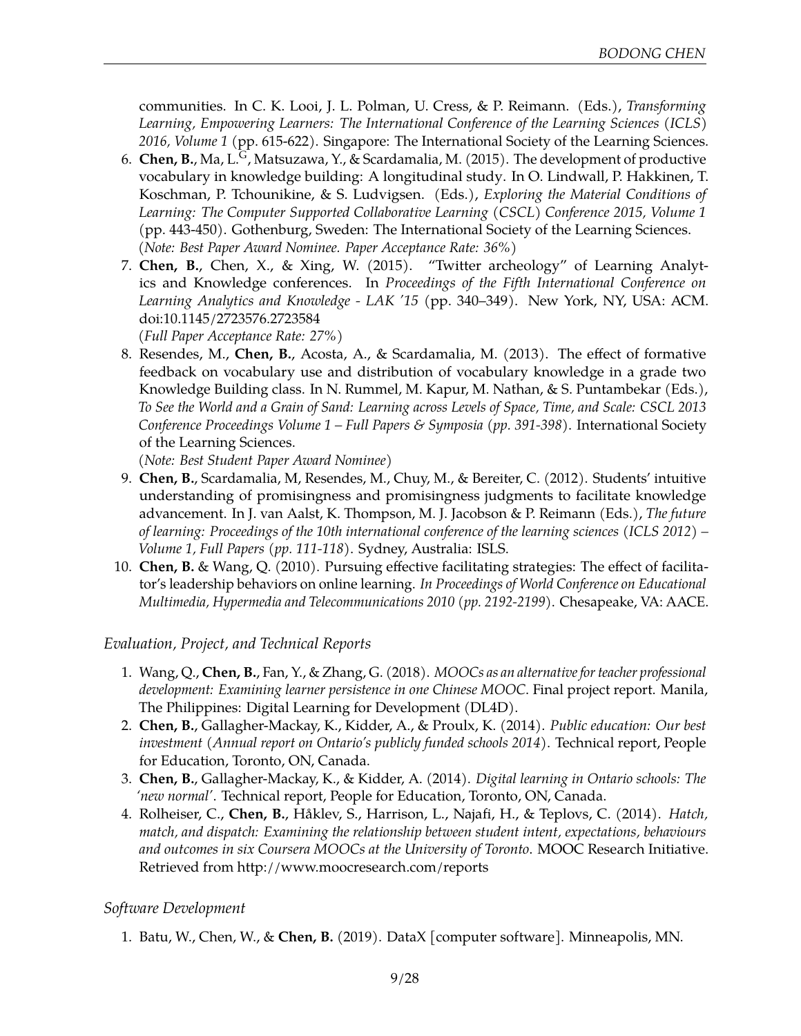communities. In C. K. Looi, J. L. Polman, U. Cress, & P. Reimann. (Eds.), *Transforming Learning, Empowering Learners: The International Conference of the Learning Sciences (ICLS) 2016, Volume 1* (pp. 615-622). Singapore: The International Society of the Learning Sciences.

6. **Chen, B.**, Ma, L.[G], Matsuzawa, Y., & Scardamalia, M. (2015). The development of productive vocabulary in knowledge building: A longitudinal study. In O. Lindwall, P. Hakkinen, T. Koschman, P. Tchounikine, & S. Ludvigsen. (Eds.), *Exploring the Material Conditions of Learning: The Computer Supported Collaborative Learning (CSCL) Conference 2015, Volume 1* (pp. 443-450). Gothenburg, Sweden: The International Society of the Learning Sciences. (*Note: Best Paper Award Nominee. Paper Acceptance Rate: 36%*)
7. **Chen, B.**, Chen, X., & Xing, W. (2015). "Twitter archeology" of Learning Analytics and Knowledge conferences. In *Proceedings of the Fifth International Conference on Learning Analytics and Knowledge - LAK '15* (pp. 340–349). New York, NY, USA: ACM. doi:10.1145/2723576.2723584
(*Full Paper Acceptance Rate: 27%*)
8. Resendes, M., **Chen, B.**, Acosta, A., & Scardamalia, M. (2013). The effect of formative feedback on vocabulary use and distribution of vocabulary knowledge in a grade two Knowledge Building class. In N. Rummel, M. Kapur, M. Nathan, & S. Puntambekar (Eds.), *To See the World and a Grain of Sand: Learning across Levels of Space, Time, and Scale: CSCL 2013 Conference Proceedings Volume 1 – Full Papers & Symposia (pp. 391-398)*. International Society of the Learning Sciences.
(*Note: Best Student Paper Award Nominee*)
9. **Chen, B.**, Scardamalia, M, Resendes, M., Chuy, M., & Bereiter, C. (2012). Students' intuitive understanding of promisingness and promisingness judgments to facilitate knowledge advancement. In J. van Aalst, K. Thompson, M. J. Jacobson & P. Reimann (Eds.), *The future of learning: Proceedings of the 10th international conference of the learning sciences (ICLS 2012) – Volume 1, Full Papers (pp. 111-118)*. Sydney, Australia: ISLS.
10. **Chen, B.** & Wang, Q. (2010). Pursuing effective facilitating strategies: The effect of facilitator's leadership behaviors on online learning. *In Proceedings of World Conference on Educational Multimedia, Hypermedia and Telecommunications 2010 (pp. 2192-2199)*. Chesapeake, VA: AACE.

### *Evaluation, Project, and Technical Reports*

1. Wang, Q., **Chen, B.**, Fan, Y., & Zhang, G. (2018). *MOOCs as an alternative for teacher professional development: Examining learner persistence in one Chinese MOOC*. Final project report. Manila, The Philippines: Digital Learning for Development (DL4D).
2. **Chen, B.**, Gallagher-Mackay, K., Kidder, A., & Proulx, K. (2014). *Public education: Our best investment (Annual report on Ontario's publicly funded schools 2014)*. Technical report, People for Education, Toronto, ON, Canada.
3. **Chen, B.**, Gallagher-Mackay, K., & Kidder, A. (2014). *Digital learning in Ontario schools: The 'new normal'*. Technical report, People for Education, Toronto, ON, Canada.
4. Rolheiser, C., **Chen, B.**, Håklev, S., Harrison, L., Najafi, H., & Teplovs, C. (2014). *Hatch, match, and dispatch: Examining the relationship between student intent, expectations, behaviours and outcomes in six Coursera MOOCs at the University of Toronto*. MOOC Research Initiative. Retrieved from http://www.moocresearch.com/reports

### *Software Development*

1. Batu, W., Chen, W., & **Chen, B.** (2019). DataX [computer software]. Minneapolis, MN.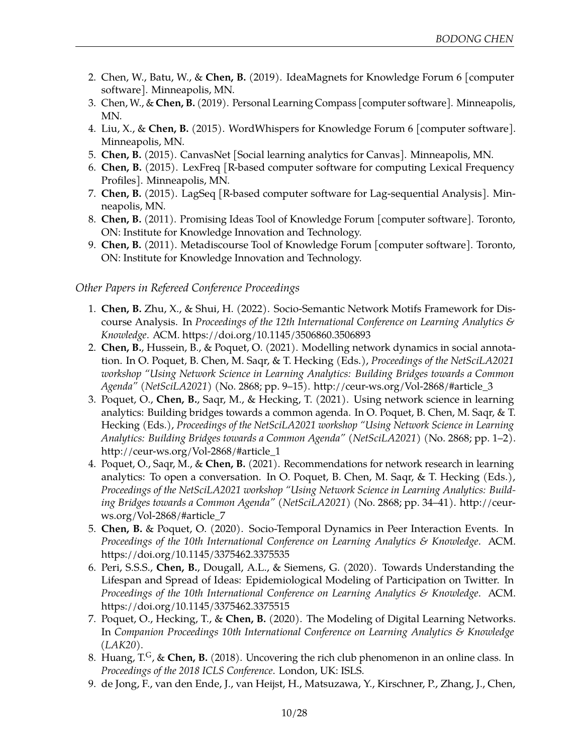2. Chen, W., Batu, W., & **Chen, B.** (2019). IdeaMagnets for Knowledge Forum 6 [computer software]. Minneapolis, MN.
3. Chen, W., & **Chen, B.** (2019). Personal Learning Compass [computer software]. Minneapolis, MN.
4. Liu, X., & **Chen, B.** (2015). WordWhispers for Knowledge Forum 6 [computer software]. Minneapolis, MN.
5. **Chen, B.** (2015). CanvasNet [Social learning analytics for Canvas]. Minneapolis, MN.
6. **Chen, B.** (2015). LexFreq [R-based computer software for computing Lexical Frequency Profiles]. Minneapolis, MN.
7. **Chen, B.** (2015). LagSeq [R-based computer software for Lag-sequential Analysis]. Minneapolis, MN.
8. **Chen, B.** (2011). Promising Ideas Tool of Knowledge Forum [computer software]. Toronto, ON: Institute for Knowledge Innovation and Technology.
9. **Chen, B.** (2011). Metadiscourse Tool of Knowledge Forum [computer software]. Toronto, ON: Institute for Knowledge Innovation and Technology.

*Other Papers in Refereed Conference Proceedings*

1. **Chen, B.** Zhu, X., & Shui, H. (2022). Socio-Semantic Network Motifs Framework for Discourse Analysis. In *Proceedings of the 12th International Conference on Learning Analytics & Knowledge*. ACM. https://doi.org/10.1145/3506860.3506893
2. **Chen, B.**, Hussein, B., & Poquet, O. (2021). Modelling network dynamics in social annotation. In O. Poquet, B. Chen, M. Saqr, & T. Hecking (Eds.), *Proceedings of the NetSciLA2021 workshop "Using Network Science in Learning Analytics: Building Bridges towards a Common Agenda" (NetSciLA2021)* (No. 2868; pp. 9–15). http://ceur-ws.org/Vol-2868/#article_3
3. Poquet, O., **Chen, B.**, Saqr, M., & Hecking, T. (2021). Using network science in learning analytics: Building bridges towards a common agenda. In O. Poquet, B. Chen, M. Saqr, & T. Hecking (Eds.), *Proceedings of the NetSciLA2021 workshop "Using Network Science in Learning Analytics: Building Bridges towards a Common Agenda" (NetSciLA2021)* (No. 2868; pp. 1–2). http://ceur-ws.org/Vol-2868/#article_1
4. Poquet, O., Saqr, M., & **Chen, B.** (2021). Recommendations for network research in learning analytics: To open a conversation. In O. Poquet, B. Chen, M. Saqr, & T. Hecking (Eds.), *Proceedings of the NetSciLA2021 workshop "Using Network Science in Learning Analytics: Building Bridges towards a Common Agenda" (NetSciLA2021)* (No. 2868; pp. 34–41). http://ceur-ws.org/Vol-2868/#article_7
5. **Chen, B.** & Poquet, O. (2020). Socio-Temporal Dynamics in Peer Interaction Events. In *Proceedings of the 10th International Conference on Learning Analytics & Knowledge*. ACM. https://doi.org/10.1145/3375462.3375535
6. Peri, S.S.S., **Chen, B.**, Dougall, A.L., & Siemens, G. (2020). Towards Understanding the Lifespan and Spread of Ideas: Epidemiological Modeling of Participation on Twitter. In *Proceedings of the 10th International Conference on Learning Analytics & Knowledge*. ACM. https://doi.org/10.1145/3375462.3375515
7. Poquet, O., Hecking, T., & **Chen, B.** (2020). The Modeling of Digital Learning Networks. In *Companion Proceedings 10th International Conference on Learning Analytics & Knowledge (LAK20)*.
8. Huang, T.[G], & **Chen, B.** (2018). Uncovering the rich club phenomenon in an online class. In *Proceedings of the 2018 ICLS Conference*. London, UK: ISLS.
9. de Jong, F., van den Ende, J., van Heijst, H., Matsuzawa, Y., Kirschner, P., Zhang, J., Chen,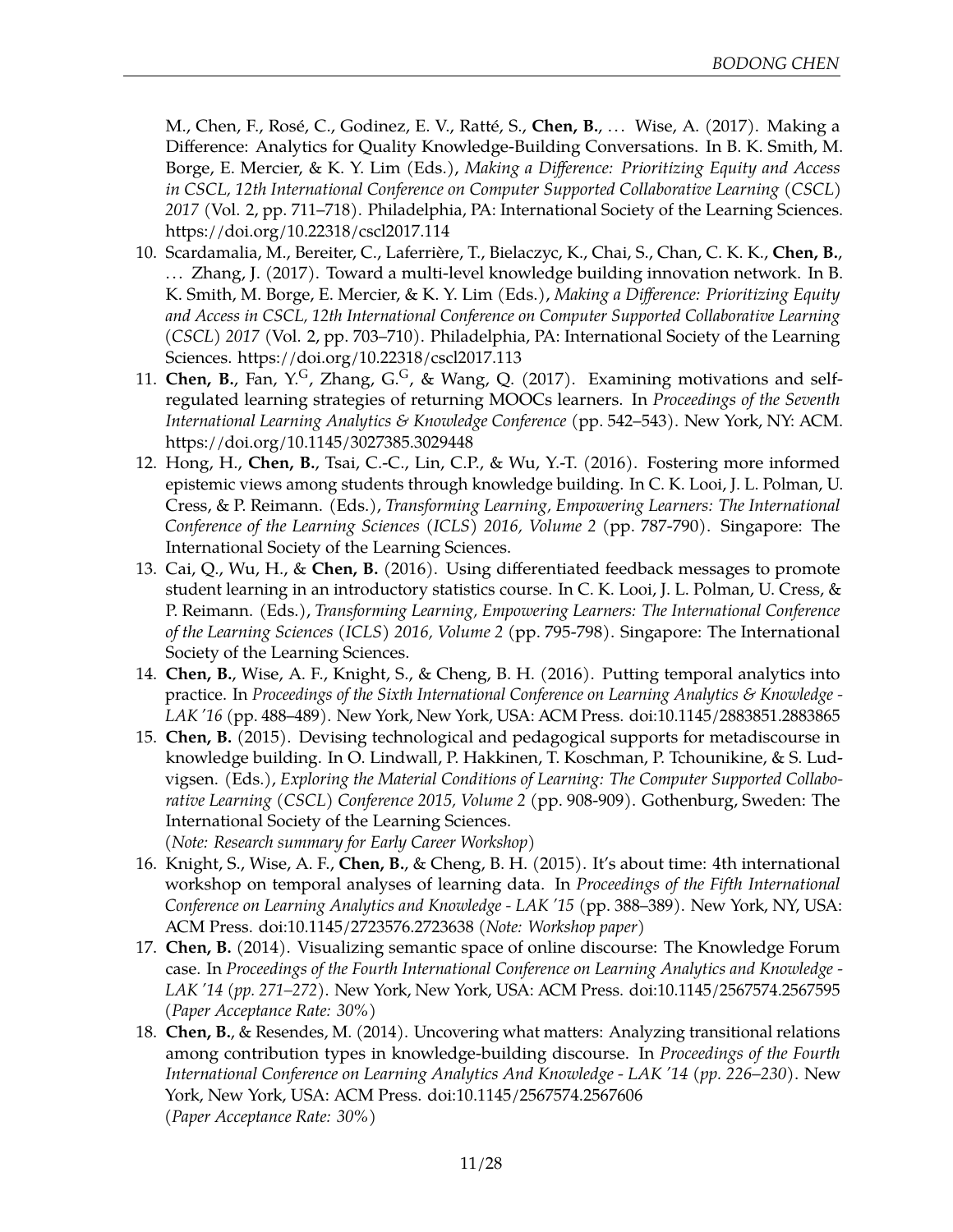M., Chen, F., Rosé, C., Godinez, E. V., Ratté, S., **Chen, B.**, … Wise, A. (2017). Making a Difference: Analytics for Quality Knowledge-Building Conversations. In B. K. Smith, M. Borge, E. Mercier, & K. Y. Lim (Eds.), *Making a Difference: Prioritizing Equity and Access in CSCL, 12th International Conference on Computer Supported Collaborative Learning (CSCL) 2017* (Vol. 2, pp. 711–718). Philadelphia, PA: International Society of the Learning Sciences. https://doi.org/10.22318/cscl2017.114

10. Scardamalia, M., Bereiter, C., Laferrière, T., Bielaczyc, K., Chai, S., Chan, C. K. K., **Chen, B.**, … Zhang, J. (2017). Toward a multi-level knowledge building innovation network. In B. K. Smith, M. Borge, E. Mercier, & K. Y. Lim (Eds.), *Making a Difference: Prioritizing Equity and Access in CSCL, 12th International Conference on Computer Supported Collaborative Learning (CSCL) 2017* (Vol. 2, pp. 703–710). Philadelphia, PA: International Society of the Learning Sciences. https://doi.org/10.22318/cscl2017.113
11. **Chen, B.**, Fan, Y.[G], Zhang, G.[G], & Wang, Q. (2017). Examining motivations and self-regulated learning strategies of returning MOOCs learners. In *Proceedings of the Seventh International Learning Analytics & Knowledge Conference* (pp. 542–543). New York, NY: ACM. https://doi.org/10.1145/3027385.3029448
12. Hong, H., **Chen, B.**, Tsai, C.-C., Lin, C.P., & Wu, Y.-T. (2016). Fostering more informed epistemic views among students through knowledge building. In C. K. Looi, J. L. Polman, U. Cress, & P. Reimann. (Eds.), *Transforming Learning, Empowering Learners: The International Conference of the Learning Sciences (ICLS) 2016, Volume 2* (pp. 787-790). Singapore: The International Society of the Learning Sciences.
13. Cai, Q., Wu, H., & **Chen, B.** (2016). Using differentiated feedback messages to promote student learning in an introductory statistics course. In C. K. Looi, J. L. Polman, U. Cress, & P. Reimann. (Eds.), *Transforming Learning, Empowering Learners: The International Conference of the Learning Sciences (ICLS) 2016, Volume 2* (pp. 795-798). Singapore: The International Society of the Learning Sciences.
14. **Chen, B.**, Wise, A. F., Knight, S., & Cheng, B. H. (2016). Putting temporal analytics into practice. In *Proceedings of the Sixth International Conference on Learning Analytics & Knowledge - LAK '16* (pp. 488–489). New York, New York, USA: ACM Press. doi:10.1145/2883851.2883865
15. **Chen, B.** (2015). Devising technological and pedagogical supports for metadiscourse in knowledge building. In O. Lindwall, P. Hakkinen, T. Koschman, P. Tchounikine, & S. Ludvigsen. (Eds.), *Exploring the Material Conditions of Learning: The Computer Supported Collaborative Learning (CSCL) Conference 2015, Volume 2* (pp. 908-909). Gothenburg, Sweden: The International Society of the Learning Sciences.
(*Note: Research summary for Early Career Workshop*)
16. Knight, S., Wise, A. F., **Chen, B.**, & Cheng, B. H. (2015). It's about time: 4th international workshop on temporal analyses of learning data. In *Proceedings of the Fifth International Conference on Learning Analytics and Knowledge - LAK '15* (pp. 388–389). New York, NY, USA: ACM Press. doi:10.1145/2723576.2723638 (*Note: Workshop paper*)
17. **Chen, B.** (2014). Visualizing semantic space of online discourse: The Knowledge Forum case. In *Proceedings of the Fourth International Conference on Learning Analytics and Knowledge - LAK '14 (pp. 271–272)*. New York, New York, USA: ACM Press. doi:10.1145/2567574.2567595 (*Paper Acceptance Rate: 30%*)
18. **Chen, B.**, & Resendes, M. (2014). Uncovering what matters: Analyzing transitional relations among contribution types in knowledge-building discourse. In *Proceedings of the Fourth International Conference on Learning Analytics And Knowledge - LAK '14 (pp. 226–230)*. New York, New York, USA: ACM Press. doi:10.1145/2567574.2567606
(*Paper Acceptance Rate: 30%*)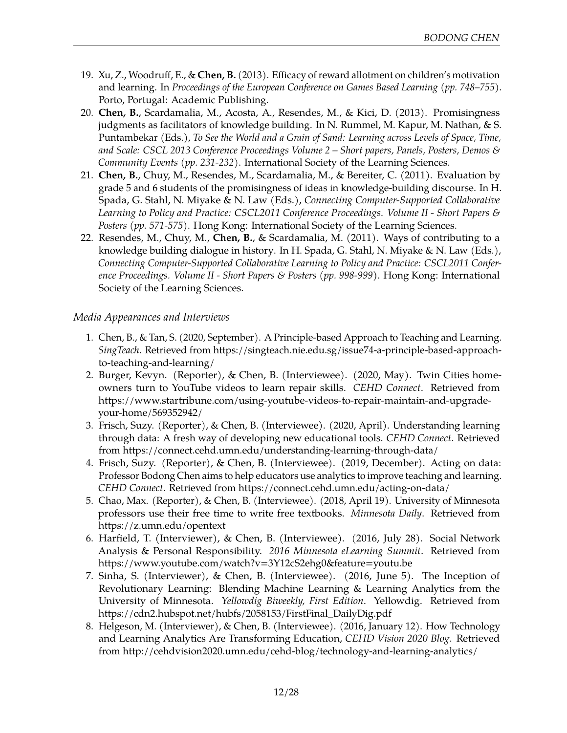19. Xu, Z., Woodruff, E., & **Chen, B.** (2013). Efficacy of reward allotment on children's motivation and learning. In *Proceedings of the European Conference on Games Based Learning* (*pp. 748–755*). Porto, Portugal: Academic Publishing.
20. **Chen, B.**, Scardamalia, M., Acosta, A., Resendes, M., & Kici, D. (2013). Promisingness judgments as facilitators of knowledge building. In N. Rummel, M. Kapur, M. Nathan, & S. Puntambekar (Eds.), *To See the World and a Grain of Sand: Learning across Levels of Space, Time, and Scale: CSCL 2013 Conference Proceedings Volume 2 – Short papers, Panels, Posters, Demos & Community Events* (*pp. 231-232*). International Society of the Learning Sciences.
21. **Chen, B.**, Chuy, M., Resendes, M., Scardamalia, M., & Bereiter, C. (2011). Evaluation by grade 5 and 6 students of the promisingness of ideas in knowledge-building discourse. In H. Spada, G. Stahl, N. Miyake & N. Law (Eds.), *Connecting Computer-Supported Collaborative Learning to Policy and Practice: CSCL2011 Conference Proceedings. Volume II - Short Papers & Posters* (*pp. 571-575*). Hong Kong: International Society of the Learning Sciences.
22. Resendes, M., Chuy, M., **Chen, B.**, & Scardamalia, M. (2011). Ways of contributing to a knowledge building dialogue in history. In H. Spada, G. Stahl, N. Miyake & N. Law (Eds.), *Connecting Computer-Supported Collaborative Learning to Policy and Practice: CSCL2011 Conference Proceedings. Volume II - Short Papers & Posters* (*pp. 998-999*). Hong Kong: International Society of the Learning Sciences.

*Media Appearances and Interviews*

1. Chen, B., & Tan, S. (2020, September). A Principle-based Approach to Teaching and Learning. *SingTeach*. Retrieved from https://singteach.nie.edu.sg/issue74-a-principle-based-approach-to-teaching-and-learning/
2. Burger, Kevyn. (Reporter), & Chen, B. (Interviewee). (2020, May). Twin Cities homeowners turn to YouTube videos to learn repair skills. *CEHD Connect*. Retrieved from https://www.startribune.com/using-youtube-videos-to-repair-maintain-and-upgrade-your-home/569352942/
3. Frisch, Suzy. (Reporter), & Chen, B. (Interviewee). (2020, April). Understanding learning through data: A fresh way of developing new educational tools. *CEHD Connect*. Retrieved from https://connect.cehd.umn.edu/understanding-learning-through-data/
4. Frisch, Suzy. (Reporter), & Chen, B. (Interviewee). (2019, December). Acting on data: Professor Bodong Chen aims to help educators use analytics to improve teaching and learning. *CEHD Connect*. Retrieved from https://connect.cehd.umn.edu/acting-on-data/
5. Chao, Max. (Reporter), & Chen, B. (Interviewee). (2018, April 19). University of Minnesota professors use their free time to write free textbooks. *Minnesota Daily*. Retrieved from https://z.umn.edu/opentext
6. Harfield, T. (Interviewer), & Chen, B. (Interviewee). (2016, July 28). Social Network Analysis & Personal Responsibility. *2016 Minnesota eLearning Summit*. Retrieved from https://www.youtube.com/watch?v=3Y12cS2ehg0&feature=youtu.be
7. Sinha, S. (Interviewer), & Chen, B. (Interviewee). (2016, June 5). The Inception of Revolutionary Learning: Blending Machine Learning & Learning Analytics from the University of Minnesota. *Yellowdig Biweekly, First Edition*. Yellowdig. Retrieved from https://cdn2.hubspot.net/hubfs/2058153/FirstFinal_DailyDig.pdf
8. Helgeson, M. (Interviewer), & Chen, B. (Interviewee). (2016, January 12). How Technology and Learning Analytics Are Transforming Education, *CEHD Vision 2020 Blog*. Retrieved from http://cehdvision2020.umn.edu/cehd-blog/technology-and-learning-analytics/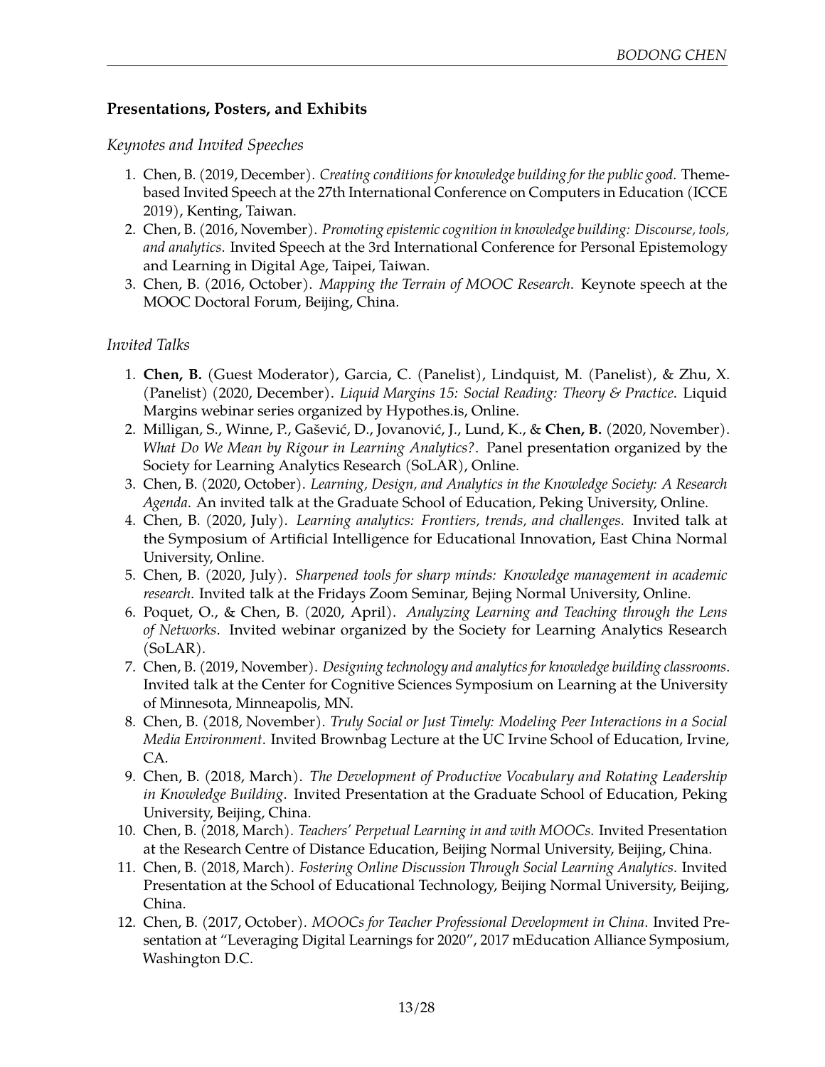## Presentations, Posters, and Exhibits

### *Keynotes and Invited Speeches*

1. Chen, B. (2019, December). *Creating conditions for knowledge building for the public good*. Theme-based Invited Speech at the 27th International Conference on Computers in Education (ICCE 2019), Kenting, Taiwan.
2. Chen, B. (2016, November). *Promoting epistemic cognition in knowledge building: Discourse, tools, and analytics*. Invited Speech at the 3rd International Conference for Personal Epistemology and Learning in Digital Age, Taipei, Taiwan.
3. Chen, B. (2016, October). *Mapping the Terrain of MOOC Research*. Keynote speech at the MOOC Doctoral Forum, Beijing, China.

### *Invited Talks*

1. **Chen, B.** (Guest Moderator), Garcia, C. (Panelist), Lindquist, M. (Panelist), & Zhu, X. (Panelist) (2020, December). *Liquid Margins 15: Social Reading: Theory & Practice*. Liquid Margins webinar series organized by Hypothes.is, Online.
2. Milligan, S., Winne, P., Gašević, D., Jovanović, J., Lund, K., & **Chen, B.** (2020, November). *What Do We Mean by Rigour in Learning Analytics?*. Panel presentation organized by the Society for Learning Analytics Research (SoLAR), Online.
3. Chen, B. (2020, October). *Learning, Design, and Analytics in the Knowledge Society: A Research Agenda*. An invited talk at the Graduate School of Education, Peking University, Online.
4. Chen, B. (2020, July). *Learning analytics: Frontiers, trends, and challenges*. Invited talk at the Symposium of Artificial Intelligence for Educational Innovation, East China Normal University, Online.
5. Chen, B. (2020, July). *Sharpened tools for sharp minds: Knowledge management in academic research*. Invited talk at the Fridays Zoom Seminar, Bejing Normal University, Online.
6. Poquet, O., & Chen, B. (2020, April). *Analyzing Learning and Teaching through the Lens of Networks*. Invited webinar organized by the Society for Learning Analytics Research (SoLAR).
7. Chen, B. (2019, November). *Designing technology and analytics for knowledge building classrooms*. Invited talk at the Center for Cognitive Sciences Symposium on Learning at the University of Minnesota, Minneapolis, MN.
8. Chen, B. (2018, November). *Truly Social or Just Timely: Modeling Peer Interactions in a Social Media Environment*. Invited Brownbag Lecture at the UC Irvine School of Education, Irvine, CA.
9. Chen, B. (2018, March). *The Development of Productive Vocabulary and Rotating Leadership in Knowledge Building*. Invited Presentation at the Graduate School of Education, Peking University, Beijing, China.
10. Chen, B. (2018, March). *Teachers' Perpetual Learning in and with MOOCs*. Invited Presentation at the Research Centre of Distance Education, Beijing Normal University, Beijing, China.
11. Chen, B. (2018, March). *Fostering Online Discussion Through Social Learning Analytics*. Invited Presentation at the School of Educational Technology, Beijing Normal University, Beijing, China.
12. Chen, B. (2017, October). *MOOCs for Teacher Professional Development in China*. Invited Presentation at "Leveraging Digital Learnings for 2020", 2017 mEducation Alliance Symposium, Washington D.C.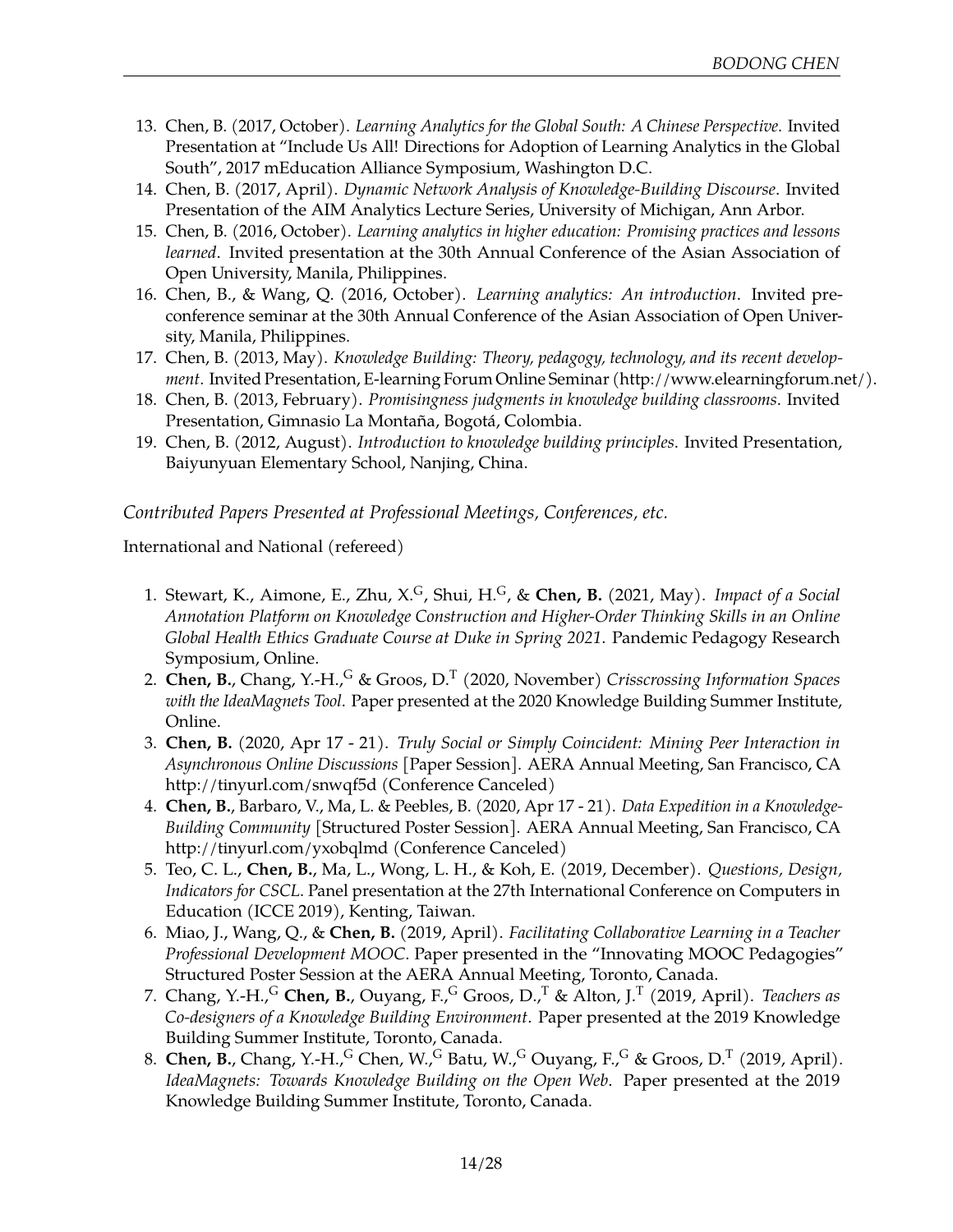13. Chen, B. (2017, October). *Learning Analytics for the Global South: A Chinese Perspective*. Invited Presentation at "Include Us All! Directions for Adoption of Learning Analytics in the Global South", 2017 mEducation Alliance Symposium, Washington D.C.
14. Chen, B. (2017, April). *Dynamic Network Analysis of Knowledge-Building Discourse*. Invited Presentation of the AIM Analytics Lecture Series, University of Michigan, Ann Arbor.
15. Chen, B. (2016, October). *Learning analytics in higher education: Promising practices and lessons learned*. Invited presentation at the 30th Annual Conference of the Asian Association of Open University, Manila, Philippines.
16. Chen, B., & Wang, Q. (2016, October). *Learning analytics: An introduction*. Invited pre-conference seminar at the 30th Annual Conference of the Asian Association of Open University, Manila, Philippines.
17. Chen, B. (2013, May). *Knowledge Building: Theory, pedagogy, technology, and its recent development*. Invited Presentation, E-learning Forum Online Seminar (http://www.elearningforum.net/).
18. Chen, B. (2013, February). *Promisingness judgments in knowledge building classrooms*. Invited Presentation, Gimnasio La Montaña, Bogotá, Colombia.
19. Chen, B. (2012, August). *Introduction to knowledge building principles*. Invited Presentation, Baiyunyuan Elementary School, Nanjing, China.

*Contributed Papers Presented at Professional Meetings, Conferences, etc.*

International and National (refereed)

1. Stewart, K., Aimone, E., Zhu, X.[G], Shui, H.[G], & **Chen, B.** (2021, May). *Impact of a Social Annotation Platform on Knowledge Construction and Higher-Order Thinking Skills in an Online Global Health Ethics Graduate Course at Duke in Spring 2021*. Pandemic Pedagogy Research Symposium, Online.
2. **Chen, B.**, Chang, Y.-H.,[G] & Groos, D.[T] (2020, November) *Crisscrossing Information Spaces with the IdeaMagnets Tool*. Paper presented at the 2020 Knowledge Building Summer Institute, Online.
3. **Chen, B.** (2020, Apr 17 - 21). *Truly Social or Simply Coincident: Mining Peer Interaction in Asynchronous Online Discussions* [Paper Session]. AERA Annual Meeting, San Francisco, CA http://tinyurl.com/snwqf5d (Conference Canceled)
4. **Chen, B.**, Barbaro, V., Ma, L. & Peebles, B. (2020, Apr 17 - 21). *Data Expedition in a Knowledge-Building Community* [Structured Poster Session]. AERA Annual Meeting, San Francisco, CA http://tinyurl.com/yxobqlmd (Conference Canceled)
5. Teo, C. L., **Chen, B.**, Ma, L., Wong, L. H., & Koh, E. (2019, December). *Questions, Design, Indicators for CSCL*. Panel presentation at the 27th International Conference on Computers in Education (ICCE 2019), Kenting, Taiwan.
6. Miao, J., Wang, Q., & **Chen, B.** (2019, April). *Facilitating Collaborative Learning in a Teacher Professional Development MOOC*. Paper presented in the "Innovating MOOC Pedagogies" Structured Poster Session at the AERA Annual Meeting, Toronto, Canada.
7. Chang, Y.-H.,[G] **Chen, B.**, Ouyang, F.,[G] Groos, D.,[T] & Alton, J.[T] (2019, April). *Teachers as Co-designers of a Knowledge Building Environment*. Paper presented at the 2019 Knowledge Building Summer Institute, Toronto, Canada.
8. **Chen, B.**, Chang, Y.-H.,[G] Chen, W.,[G] Batu, W.,[G] Ouyang, F.,[G] & Groos, D.[T] (2019, April). *IdeaMagnets: Towards Knowledge Building on the Open Web*. Paper presented at the 2019 Knowledge Building Summer Institute, Toronto, Canada.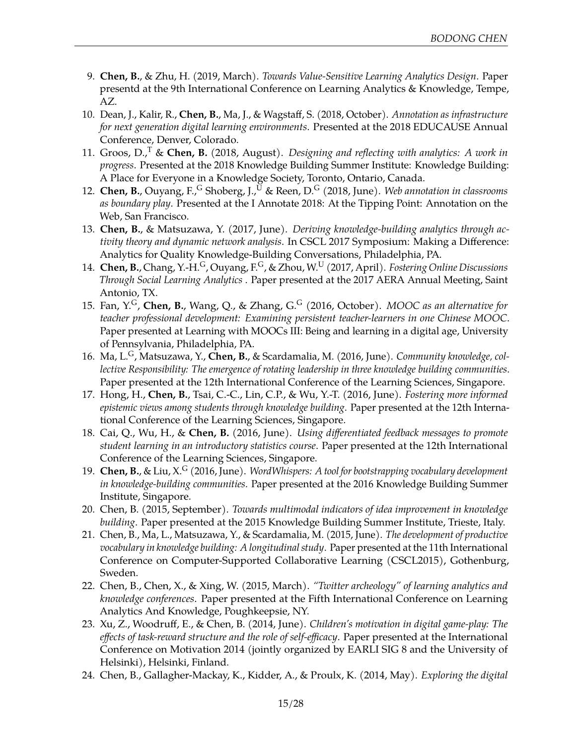9. **Chen, B.**, & Zhu, H. (2019, March). *Towards Value-Sensitive Learning Analytics Design*. Paper presentd at the 9th International Conference on Learning Analytics & Knowledge, Tempe, AZ.
10. Dean, J., Kalir, R., **Chen, B.**, Ma, J., & Wagstaff, S. (2018, October). *Annotation as infrastructure for next generation digital learning environments*. Presented at the 2018 EDUCAUSE Annual Conference, Denver, Colorado.
11. Groos, D.,[T] & **Chen, B.** (2018, August). *Designing and reflecting with analytics: A work in progress*. Presented at the 2018 Knowledge Building Summer Institute: Knowledge Building: A Place for Everyone in a Knowledge Society, Toronto, Ontario, Canada.
12. **Chen, B.**, Ouyang, F.,[G] Shoberg, J.,[U] & Reen, D.[G] (2018, June). *Web annotation in classrooms as boundary play*. Presented at the I Annotate 2018: At the Tipping Point: Annotation on the Web, San Francisco.
13. **Chen, B.**, & Matsuzawa, Y. (2017, June). *Deriving knowledge-building analytics through activity theory and dynamic network analysis*. In CSCL 2017 Symposium: Making a Difference: Analytics for Quality Knowledge-Building Conversations, Philadelphia, PA.
14. **Chen, B.**, Chang, Y.-H.[G], Ouyang, F.[G], & Zhou, W.[U] (2017, April). *Fostering Online Discussions Through Social Learning Analytics* . Paper presented at the 2017 AERA Annual Meeting, Saint Antonio, TX.
15. Fan, Y.[G], **Chen, B.**, Wang, Q., & Zhang, G.[G] (2016, October). *MOOC as an alternative for teacher professional development: Examining persistent teacher-learners in one Chinese MOOC*. Paper presented at Learning with MOOCs III: Being and learning in a digital age, University of Pennsylvania, Philadelphia, PA.
16. Ma, L.[G], Matsuzawa, Y., **Chen, B.**, & Scardamalia, M. (2016, June). *Community knowledge, collective Responsibility: The emergence of rotating leadership in three knowledge building communities*. Paper presented at the 12th International Conference of the Learning Sciences, Singapore.
17. Hong, H., **Chen, B.**, Tsai, C.-C., Lin, C.P., & Wu, Y.-T. (2016, June). *Fostering more informed epistemic views among students through knowledge building*. Paper presented at the 12th International Conference of the Learning Sciences, Singapore.
18. Cai, Q., Wu, H., & **Chen, B.** (2016, June). *Using differentiated feedback messages to promote student learning in an introductory statistics course*. Paper presented at the 12th International Conference of the Learning Sciences, Singapore.
19. **Chen, B.**, & Liu, X.[G] (2016, June). *WordWhispers: A tool for bootstrapping vocabulary development in knowledge-building communities*. Paper presented at the 2016 Knowledge Building Summer Institute, Singapore.
20. Chen, B. (2015, September). *Towards multimodal indicators of idea improvement in knowledge building*. Paper presented at the 2015 Knowledge Building Summer Institute, Trieste, Italy.
21. Chen, B., Ma, L., Matsuzawa, Y., & Scardamalia, M. (2015, June). *The development of productive vocabulary in knowledge building: A longitudinal study*. Paper presented at the 11th International Conference on Computer-Supported Collaborative Learning (CSCL2015), Gothenburg, Sweden.
22. Chen, B., Chen, X., & Xing, W. (2015, March). *"Twitter archeology" of learning analytics and knowledge conferences*. Paper presented at the Fifth International Conference on Learning Analytics And Knowledge, Poughkeepsie, NY.
23. Xu, Z., Woodruff, E., & Chen, B. (2014, June). *Children's motivation in digital game-play: The effects of task-reward structure and the role of self-efficacy*. Paper presented at the International Conference on Motivation 2014 (jointly organized by EARLI SIG 8 and the University of Helsinki), Helsinki, Finland.
24. Chen, B., Gallagher-Mackay, K., Kidder, A., & Proulx, K. (2014, May). *Exploring the digital*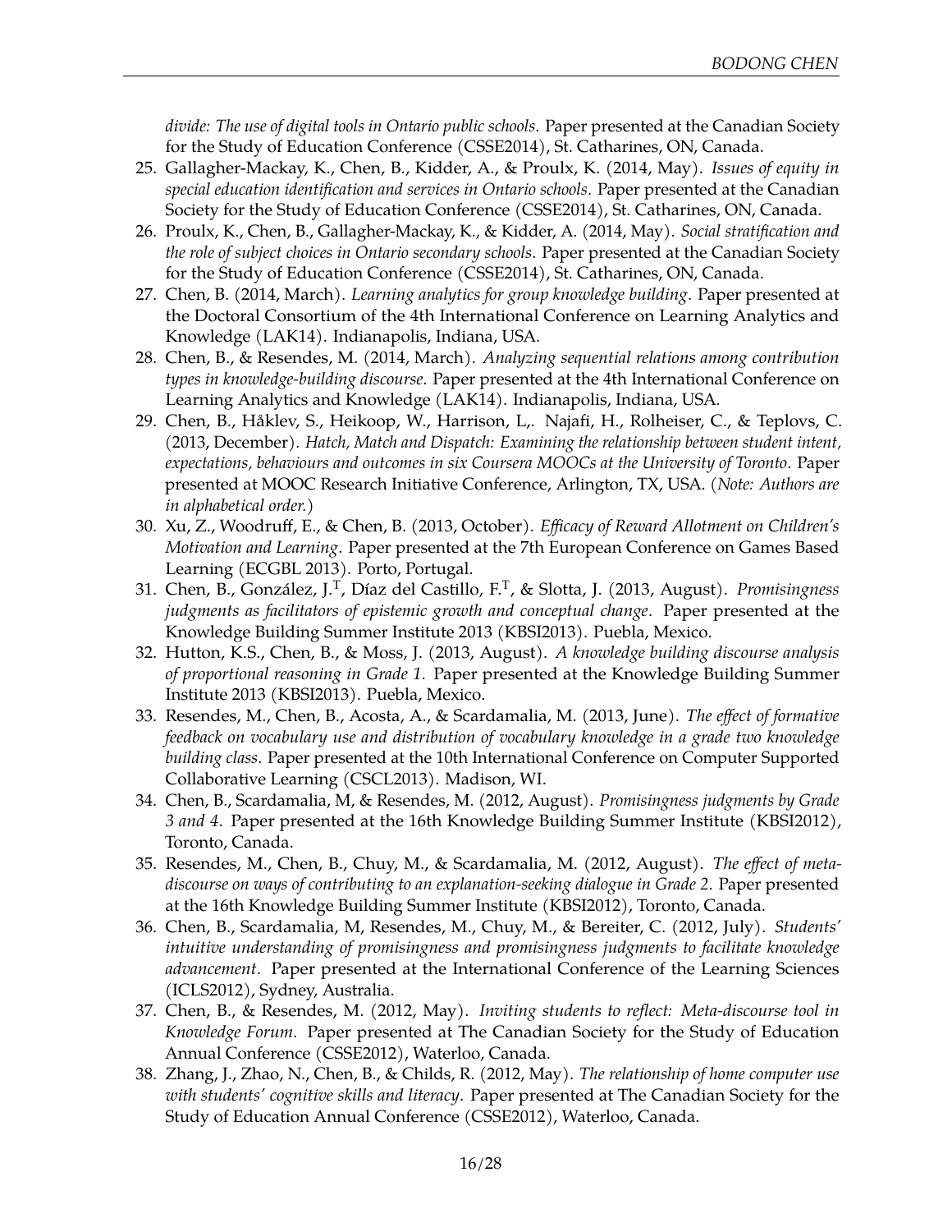*divide: The use of digital tools in Ontario public schools*. Paper presented at the Canadian Society for the Study of Education Conference (CSSE2014), St. Catharines, ON, Canada.

25. Gallagher-Mackay, K., Chen, B., Kidder, A., & Proulx, K. (2014, May). *Issues of equity in special education identification and services in Ontario schools*. Paper presented at the Canadian Society for the Study of Education Conference (CSSE2014), St. Catharines, ON, Canada.
26. Proulx, K., Chen, B., Gallagher-Mackay, K., & Kidder, A. (2014, May). *Social stratification and the role of subject choices in Ontario secondary schools*. Paper presented at the Canadian Society for the Study of Education Conference (CSSE2014), St. Catharines, ON, Canada.
27. Chen, B. (2014, March). *Learning analytics for group knowledge building*. Paper presented at the Doctoral Consortium of the 4th International Conference on Learning Analytics and Knowledge (LAK14). Indianapolis, Indiana, USA.
28. Chen, B., & Resendes, M. (2014, March). *Analyzing sequential relations among contribution types in knowledge-building discourse*. Paper presented at the 4th International Conference on Learning Analytics and Knowledge (LAK14). Indianapolis, Indiana, USA.
29. Chen, B., Håklev, S., Heikoop, W., Harrison, L,. Najafi, H., Rolheiser, C., & Teplovs, C. (2013, December). *Hatch, Match and Dispatch: Examining the relationship between student intent, expectations, behaviours and outcomes in six Coursera MOOCs at the University of Toronto*. Paper presented at MOOC Research Initiative Conference, Arlington, TX, USA. (*Note: Authors are in alphabetical order.*)
30. Xu, Z., Woodruff, E., & Chen, B. (2013, October). *Efficacy of Reward Allotment on Children's Motivation and Learning*. Paper presented at the 7th European Conference on Games Based Learning (ECGBL 2013). Porto, Portugal.
31. Chen, B., González, J.[T], Díaz del Castillo, F.[T], & Slotta, J. (2013, August). *Promisingness judgments as facilitators of epistemic growth and conceptual change*. Paper presented at the Knowledge Building Summer Institute 2013 (KBSI2013). Puebla, Mexico.
32. Hutton, K.S., Chen, B., & Moss, J. (2013, August). *A knowledge building discourse analysis of proportional reasoning in Grade 1*. Paper presented at the Knowledge Building Summer Institute 2013 (KBSI2013). Puebla, Mexico.
33. Resendes, M., Chen, B., Acosta, A., & Scardamalia, M. (2013, June). *The effect of formative feedback on vocabulary use and distribution of vocabulary knowledge in a grade two knowledge building class*. Paper presented at the 10th International Conference on Computer Supported Collaborative Learning (CSCL2013). Madison, WI.
34. Chen, B., Scardamalia, M, & Resendes, M. (2012, August). *Promisingness judgments by Grade 3 and 4*. Paper presented at the 16th Knowledge Building Summer Institute (KBSI2012), Toronto, Canada.
35. Resendes, M., Chen, B., Chuy, M., & Scardamalia, M. (2012, August). *The effect of meta-discourse on ways of contributing to an explanation-seeking dialogue in Grade 2*. Paper presented at the 16th Knowledge Building Summer Institute (KBSI2012), Toronto, Canada.
36. Chen, B., Scardamalia, M, Resendes, M., Chuy, M., & Bereiter, C. (2012, July). *Students' intuitive understanding of promisingness and promisingness judgments to facilitate knowledge advancement*. Paper presented at the International Conference of the Learning Sciences (ICLS2012), Sydney, Australia.
37. Chen, B., & Resendes, M. (2012, May). *Inviting students to reflect: Meta-discourse tool in Knowledge Forum*. Paper presented at The Canadian Society for the Study of Education Annual Conference (CSSE2012), Waterloo, Canada.
38. Zhang, J., Zhao, N., Chen, B., & Childs, R. (2012, May). *The relationship of home computer use with students' cognitive skills and literacy*. Paper presented at The Canadian Society for the Study of Education Annual Conference (CSSE2012), Waterloo, Canada.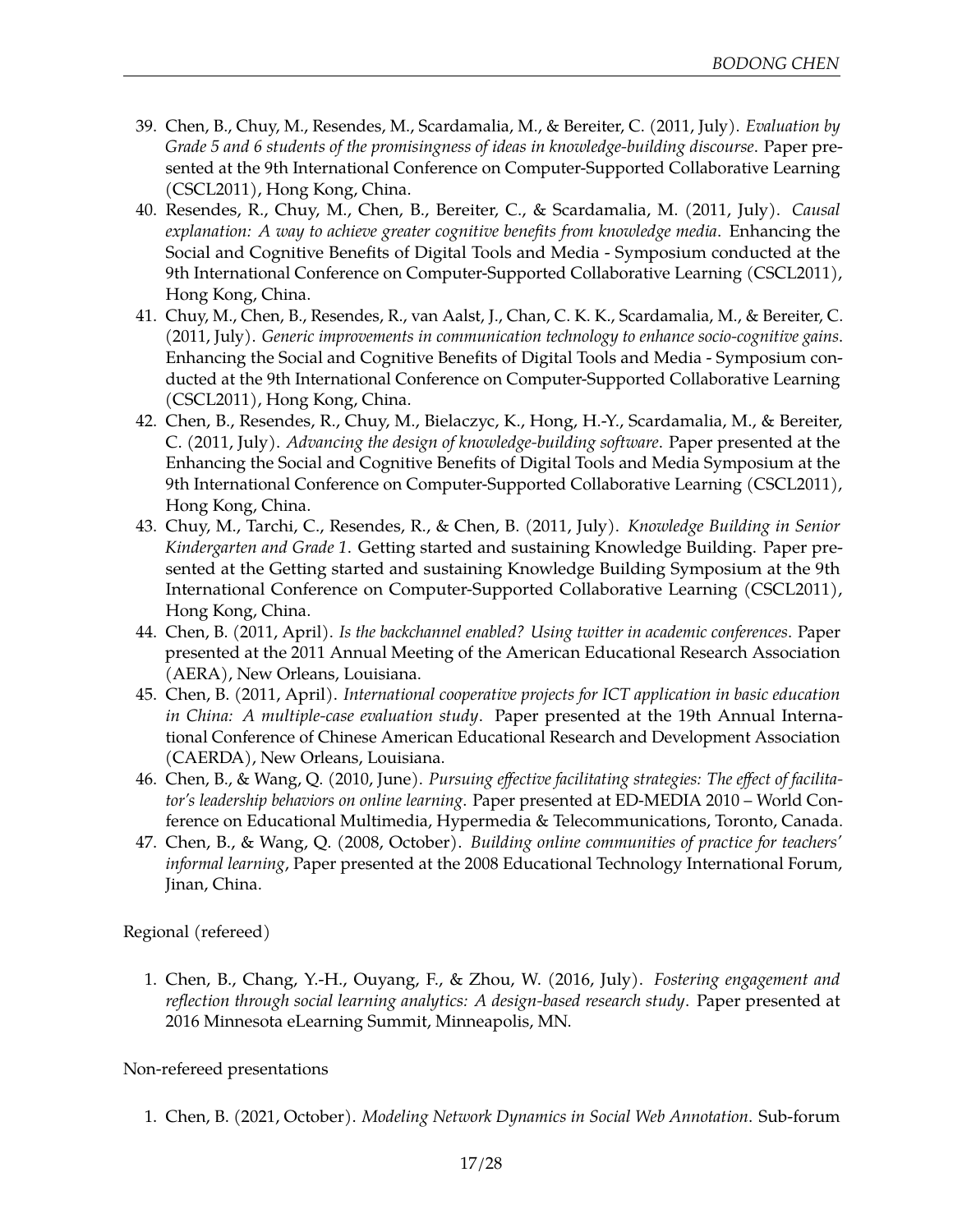39. Chen, B., Chuy, M., Resendes, M., Scardamalia, M., & Bereiter, C. (2011, July). *Evaluation by Grade 5 and 6 students of the promisingness of ideas in knowledge-building discourse*. Paper presented at the 9th International Conference on Computer-Supported Collaborative Learning (CSCL2011), Hong Kong, China.
40. Resendes, R., Chuy, M., Chen, B., Bereiter, C., & Scardamalia, M. (2011, July). *Causal explanation: A way to achieve greater cognitive benefits from knowledge media*. Enhancing the Social and Cognitive Benefits of Digital Tools and Media - Symposium conducted at the 9th International Conference on Computer-Supported Collaborative Learning (CSCL2011), Hong Kong, China.
41. Chuy, M., Chen, B., Resendes, R., van Aalst, J., Chan, C. K. K., Scardamalia, M., & Bereiter, C. (2011, July). *Generic improvements in communication technology to enhance socio-cognitive gains*. Enhancing the Social and Cognitive Benefits of Digital Tools and Media - Symposium conducted at the 9th International Conference on Computer-Supported Collaborative Learning (CSCL2011), Hong Kong, China.
42. Chen, B., Resendes, R., Chuy, M., Bielaczyc, K., Hong, H.-Y., Scardamalia, M., & Bereiter, C. (2011, July). *Advancing the design of knowledge-building software*. Paper presented at the Enhancing the Social and Cognitive Benefits of Digital Tools and Media Symposium at the 9th International Conference on Computer-Supported Collaborative Learning (CSCL2011), Hong Kong, China.
43. Chuy, M., Tarchi, C., Resendes, R., & Chen, B. (2011, July). *Knowledge Building in Senior Kindergarten and Grade 1*. Getting started and sustaining Knowledge Building. Paper presented at the Getting started and sustaining Knowledge Building Symposium at the 9th International Conference on Computer-Supported Collaborative Learning (CSCL2011), Hong Kong, China.
44. Chen, B. (2011, April). *Is the backchannel enabled? Using twitter in academic conferences*. Paper presented at the 2011 Annual Meeting of the American Educational Research Association (AERA), New Orleans, Louisiana.
45. Chen, B. (2011, April). *International cooperative projects for ICT application in basic education in China: A multiple-case evaluation study*. Paper presented at the 19th Annual International Conference of Chinese American Educational Research and Development Association (CAERDA), New Orleans, Louisiana.
46. Chen, B., & Wang, Q. (2010, June). *Pursuing effective facilitating strategies: The effect of facilitator's leadership behaviors on online learning*. Paper presented at ED-MEDIA 2010 – World Conference on Educational Multimedia, Hypermedia & Telecommunications, Toronto, Canada.
47. Chen, B., & Wang, Q. (2008, October). *Building online communities of practice for teachers' informal learning*, Paper presented at the 2008 Educational Technology International Forum, Jinan, China.

Regional (refereed)

1. Chen, B., Chang, Y.-H., Ouyang, F., & Zhou, W. (2016, July). *Fostering engagement and reflection through social learning analytics: A design-based research study*. Paper presented at 2016 Minnesota eLearning Summit, Minneapolis, MN.

Non-refereed presentations

1. Chen, B. (2021, October). *Modeling Network Dynamics in Social Web Annotation*. Sub-forum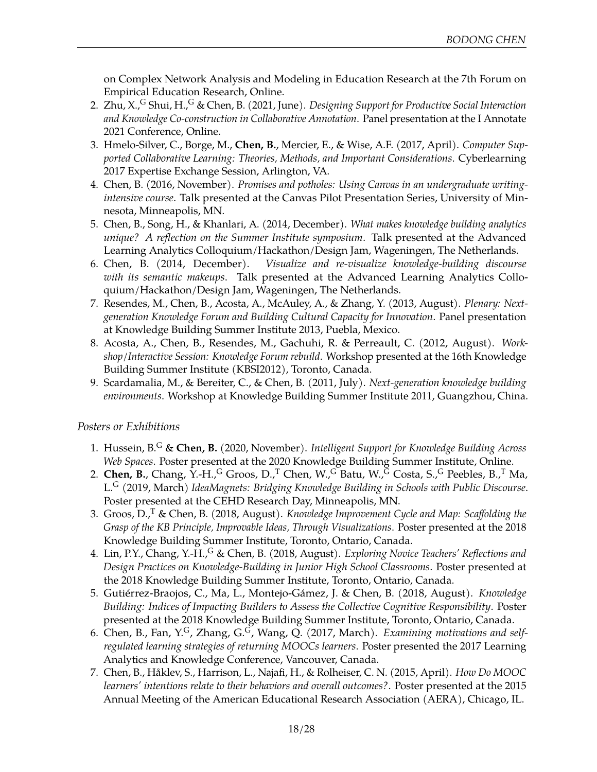on Complex Network Analysis and Modeling in Education Research at the 7th Forum on Empirical Education Research, Online.

2. Zhu, X.,[G] Shui, H.,[G] & Chen, B. (2021, June). *Designing Support for Productive Social Interaction and Knowledge Co-construction in Collaborative Annotation*. Panel presentation at the I Annotate 2021 Conference, Online.
3. Hmelo-Silver, C., Borge, M., **Chen, B.**, Mercier, E., & Wise, A.F. (2017, April). *Computer Supported Collaborative Learning: Theories, Methods, and Important Considerations*. Cyberlearning 2017 Expertise Exchange Session, Arlington, VA.
4. Chen, B. (2016, November). *Promises and potholes: Using Canvas in an undergraduate writing-intensive course*. Talk presented at the Canvas Pilot Presentation Series, University of Minnesota, Minneapolis, MN.
5. Chen, B., Song, H., & Khanlari, A. (2014, December). *What makes knowledge building analytics unique? A reflection on the Summer Institute symposium*. Talk presented at the Advanced Learning Analytics Colloquium/Hackathon/Design Jam, Wageningen, The Netherlands.
6. Chen, B. (2014, December). *Visualize and re-visualize knowledge-building discourse with its semantic makeups*. Talk presented at the Advanced Learning Analytics Colloquium/Hackathon/Design Jam, Wageningen, The Netherlands.
7. Resendes, M., Chen, B., Acosta, A., McAuley, A., & Zhang, Y. (2013, August). *Plenary: Next-generation Knowledge Forum and Building Cultural Capacity for Innovation*. Panel presentation at Knowledge Building Summer Institute 2013, Puebla, Mexico.
8. Acosta, A., Chen, B., Resendes, M., Gachuhi, R. & Perreault, C. (2012, August). *Workshop/Interactive Session: Knowledge Forum rebuild*. Workshop presented at the 16th Knowledge Building Summer Institute (KBSI2012), Toronto, Canada.
9. Scardamalia, M., & Bereiter, C., & Chen, B. (2011, July). *Next-generation knowledge building environments*. Workshop at Knowledge Building Summer Institute 2011, Guangzhou, China.

*Posters or Exhibitions*

1. Hussein, B.[G] & **Chen, B.** (2020, November). *Intelligent Support for Knowledge Building Across Web Spaces*. Poster presented at the 2020 Knowledge Building Summer Institute, Online.
2. **Chen, B.**, Chang, Y.-H.,[G] Groos, D.,[T] Chen, W.,[G] Batu, W.,[G] Costa, S.,[G] Peebles, B.,[T] Ma, L.[G] (2019, March) *IdeaMagnets: Bridging Knowledge Building in Schools with Public Discourse*. Poster presented at the CEHD Research Day, Minneapolis, MN.
3. Groos, D.,[T] & Chen, B. (2018, August). *Knowledge Improvement Cycle and Map: Scaffolding the Grasp of the KB Principle, Improvable Ideas, Through Visualizations*. Poster presented at the 2018 Knowledge Building Summer Institute, Toronto, Ontario, Canada.
4. Lin, P.Y., Chang, Y.-H.,[G] & Chen, B. (2018, August). *Exploring Novice Teachers' Reflections and Design Practices on Knowledge-Building in Junior High School Classrooms*. Poster presented at the 2018 Knowledge Building Summer Institute, Toronto, Ontario, Canada.
5. Gutiérrez-Braojos, C., Ma, L., Montejo-Gámez, J. & Chen, B. (2018, August). *Knowledge Building: Indices of Impacting Builders to Assess the Collective Cognitive Responsibility*. Poster presented at the 2018 Knowledge Building Summer Institute, Toronto, Ontario, Canada.
6. Chen, B., Fan, Y.[G], Zhang, G.[G], Wang, Q. (2017, March). *Examining motivations and self-regulated learning strategies of returning MOOCs learners*. Poster presented the 2017 Learning Analytics and Knowledge Conference, Vancouver, Canada.
7. Chen, B., Håklev, S., Harrison, L., Najafi, H., & Rolheiser, C. N. (2015, April). *How Do MOOC learners' intentions relate to their behaviors and overall outcomes?*. Poster presented at the 2015 Annual Meeting of the American Educational Research Association (AERA), Chicago, IL.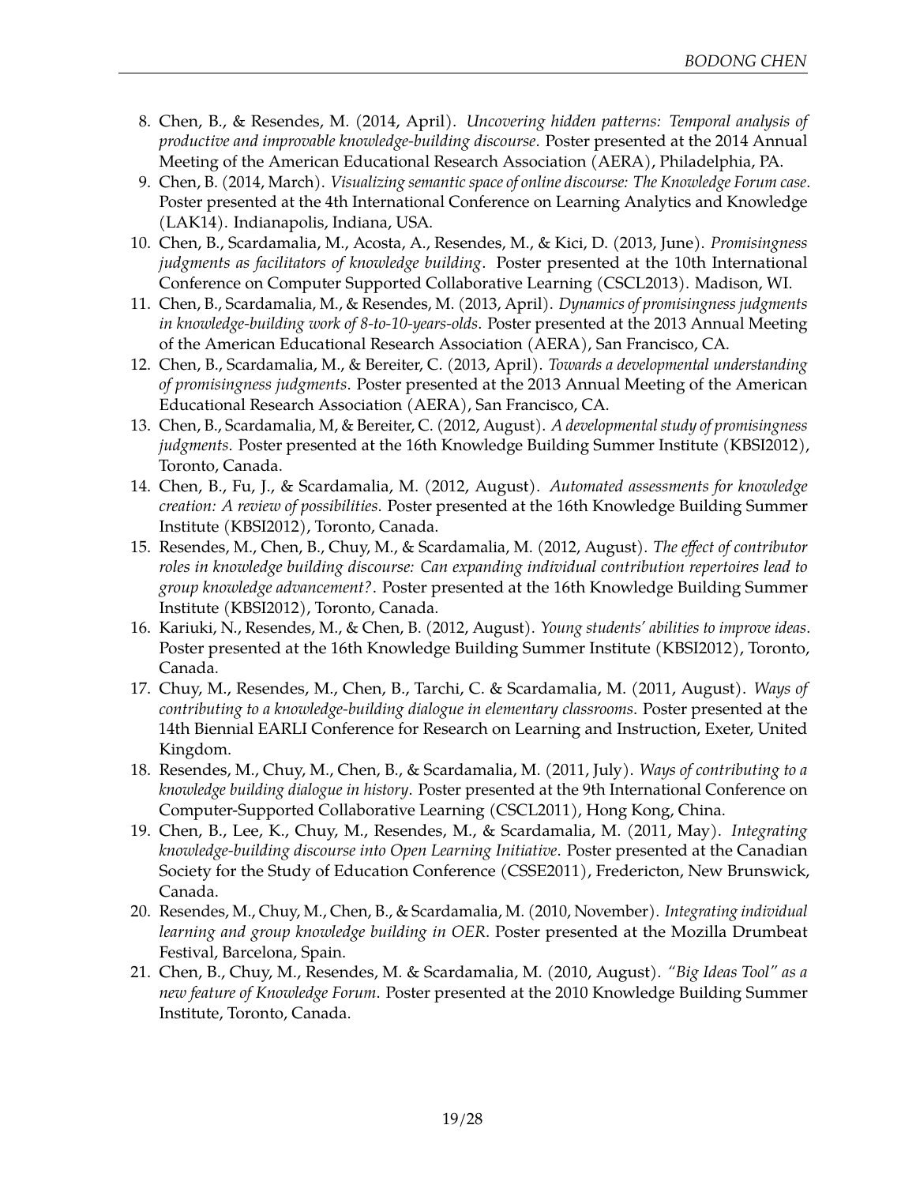8. Chen, B., & Resendes, M. (2014, April). *Uncovering hidden patterns: Temporal analysis of productive and improvable knowledge-building discourse*. Poster presented at the 2014 Annual Meeting of the American Educational Research Association (AERA), Philadelphia, PA.
9. Chen, B. (2014, March). *Visualizing semantic space of online discourse: The Knowledge Forum case*. Poster presented at the 4th International Conference on Learning Analytics and Knowledge (LAK14). Indianapolis, Indiana, USA.
10. Chen, B., Scardamalia, M., Acosta, A., Resendes, M., & Kici, D. (2013, June). *Promisingness judgments as facilitators of knowledge building*. Poster presented at the 10th International Conference on Computer Supported Collaborative Learning (CSCL2013). Madison, WI.
11. Chen, B., Scardamalia, M., & Resendes, M. (2013, April). *Dynamics of promisingness judgments in knowledge-building work of 8-to-10-years-olds*. Poster presented at the 2013 Annual Meeting of the American Educational Research Association (AERA), San Francisco, CA.
12. Chen, B., Scardamalia, M., & Bereiter, C. (2013, April). *Towards a developmental understanding of promisingness judgments*. Poster presented at the 2013 Annual Meeting of the American Educational Research Association (AERA), San Francisco, CA.
13. Chen, B., Scardamalia, M, & Bereiter, C. (2012, August). *A developmental study of promisingness judgments*. Poster presented at the 16th Knowledge Building Summer Institute (KBSI2012), Toronto, Canada.
14. Chen, B., Fu, J., & Scardamalia, M. (2012, August). *Automated assessments for knowledge creation: A review of possibilities*. Poster presented at the 16th Knowledge Building Summer Institute (KBSI2012), Toronto, Canada.
15. Resendes, M., Chen, B., Chuy, M., & Scardamalia, M. (2012, August). *The effect of contributor roles in knowledge building discourse: Can expanding individual contribution repertoires lead to group knowledge advancement?*. Poster presented at the 16th Knowledge Building Summer Institute (KBSI2012), Toronto, Canada.
16. Kariuki, N., Resendes, M., & Chen, B. (2012, August). *Young students' abilities to improve ideas*. Poster presented at the 16th Knowledge Building Summer Institute (KBSI2012), Toronto, Canada.
17. Chuy, M., Resendes, M., Chen, B., Tarchi, C. & Scardamalia, M. (2011, August). *Ways of contributing to a knowledge-building dialogue in elementary classrooms*. Poster presented at the 14th Biennial EARLI Conference for Research on Learning and Instruction, Exeter, United Kingdom.
18. Resendes, M., Chuy, M., Chen, B., & Scardamalia, M. (2011, July). *Ways of contributing to a knowledge building dialogue in history*. Poster presented at the 9th International Conference on Computer-Supported Collaborative Learning (CSCL2011), Hong Kong, China.
19. Chen, B., Lee, K., Chuy, M., Resendes, M., & Scardamalia, M. (2011, May). *Integrating knowledge-building discourse into Open Learning Initiative*. Poster presented at the Canadian Society for the Study of Education Conference (CSSE2011), Fredericton, New Brunswick, Canada.
20. Resendes, M., Chuy, M., Chen, B., & Scardamalia, M. (2010, November). *Integrating individual learning and group knowledge building in OER*. Poster presented at the Mozilla Drumbeat Festival, Barcelona, Spain.
21. Chen, B., Chuy, M., Resendes, M. & Scardamalia, M. (2010, August). *"Big Ideas Tool" as a new feature of Knowledge Forum*. Poster presented at the 2010 Knowledge Building Summer Institute, Toronto, Canada.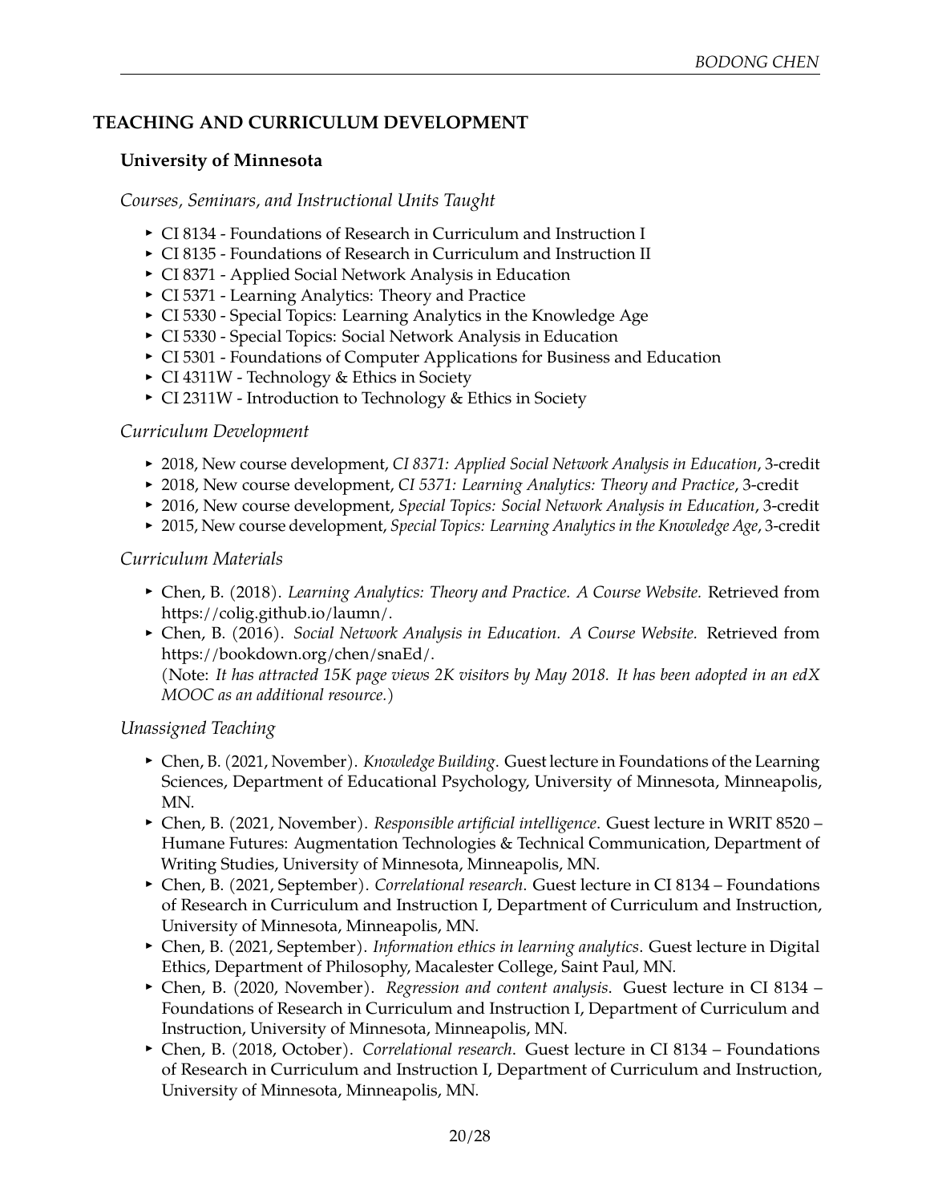## TEACHING AND CURRICULUM DEVELOPMENT

### University of Minnesota

*Courses, Seminars, and Instructional Units Taught*

- CI 8134 - Foundations of Research in Curriculum and Instruction I
- CI 8135 - Foundations of Research in Curriculum and Instruction II
- CI 8371 - Applied Social Network Analysis in Education
- CI 5371 - Learning Analytics: Theory and Practice
- CI 5330 - Special Topics: Learning Analytics in the Knowledge Age
- CI 5330 - Special Topics: Social Network Analysis in Education
- CI 5301 - Foundations of Computer Applications for Business and Education
- CI 4311W - Technology & Ethics in Society
- CI 2311W - Introduction to Technology & Ethics in Society

*Curriculum Development*

- 2018, New course development, *CI 8371: Applied Social Network Analysis in Education*, 3-credit
- 2018, New course development, *CI 5371: Learning Analytics: Theory and Practice*, 3-credit
- 2016, New course development, *Special Topics: Social Network Analysis in Education*, 3-credit
- 2015, New course development, *Special Topics: Learning Analytics in the Knowledge Age*, 3-credit

*Curriculum Materials*

- Chen, B. (2018). *Learning Analytics: Theory and Practice. A Course Website.* Retrieved from https://colig.github.io/laumn/.
- Chen, B. (2016). *Social Network Analysis in Education. A Course Website.* Retrieved from https://bookdown.org/chen/snaEd/.
  (Note: *It has attracted 15K page views 2K visitors by May 2018. It has been adopted in an edX MOOC as an additional resource.*)

*Unassigned Teaching*

- Chen, B. (2021, November). *Knowledge Building*. Guest lecture in Foundations of the Learning Sciences, Department of Educational Psychology, University of Minnesota, Minneapolis, MN.
- Chen, B. (2021, November). *Responsible artificial intelligence*. Guest lecture in WRIT 8520 – Humane Futures: Augmentation Technologies & Technical Communication, Department of Writing Studies, University of Minnesota, Minneapolis, MN.
- Chen, B. (2021, September). *Correlational research*. Guest lecture in CI 8134 – Foundations of Research in Curriculum and Instruction I, Department of Curriculum and Instruction, University of Minnesota, Minneapolis, MN.
- Chen, B. (2021, September). *Information ethics in learning analytics*. Guest lecture in Digital Ethics, Department of Philosophy, Macalester College, Saint Paul, MN.
- Chen, B. (2020, November). *Regression and content analysis*. Guest lecture in CI 8134 – Foundations of Research in Curriculum and Instruction I, Department of Curriculum and Instruction, University of Minnesota, Minneapolis, MN.
- Chen, B. (2018, October). *Correlational research*. Guest lecture in CI 8134 – Foundations of Research in Curriculum and Instruction I, Department of Curriculum and Instruction, University of Minnesota, Minneapolis, MN.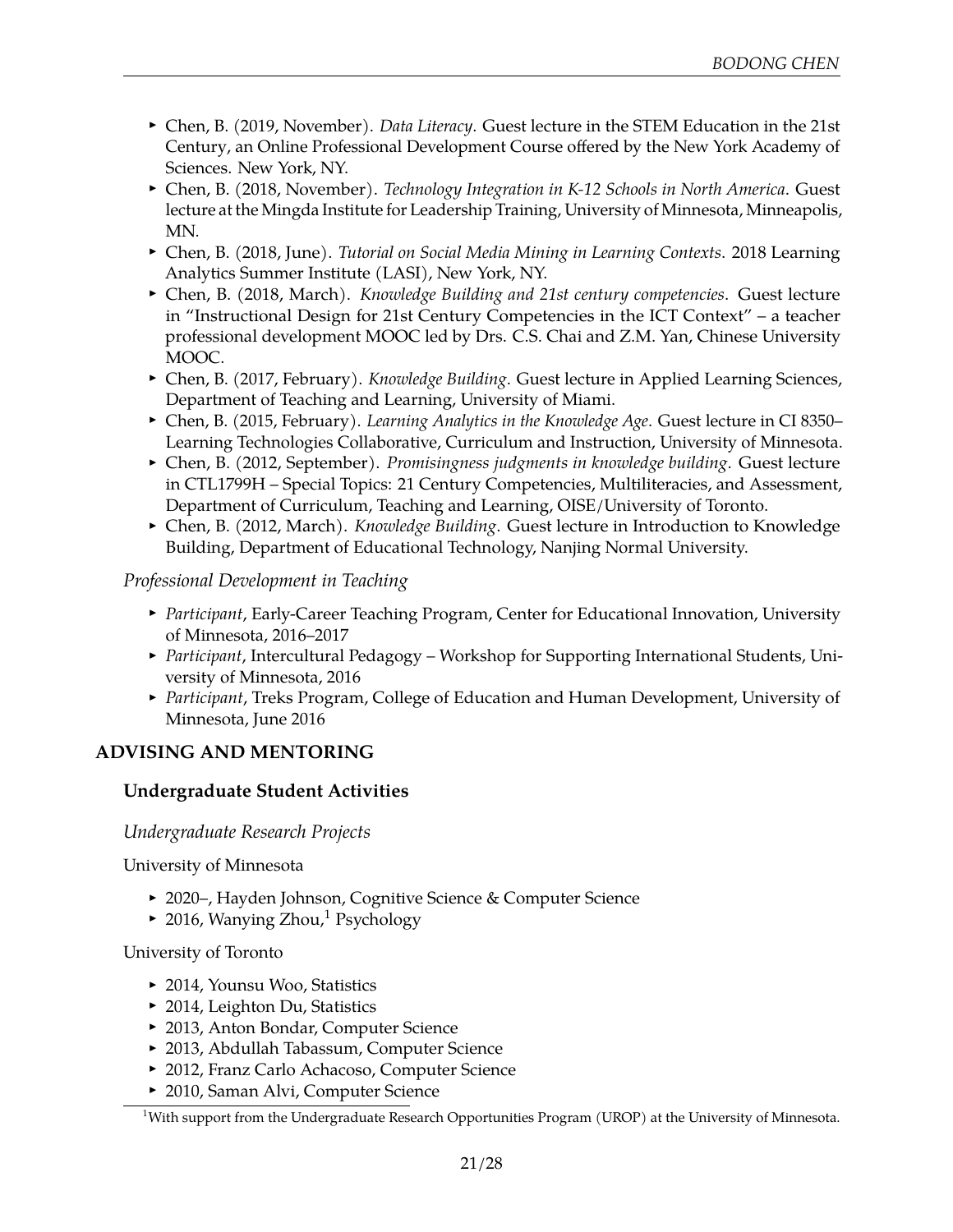- Chen, B. (2019, November). *Data Literacy*. Guest lecture in the STEM Education in the 21st Century, an Online Professional Development Course offered by the New York Academy of Sciences. New York, NY.
- Chen, B. (2018, November). *Technology Integration in K-12 Schools in North America*. Guest lecture at the Mingda Institute for Leadership Training, University of Minnesota, Minneapolis, MN.
- Chen, B. (2018, June). *Tutorial on Social Media Mining in Learning Contexts*. 2018 Learning Analytics Summer Institute (LASI), New York, NY.
- Chen, B. (2018, March). *Knowledge Building and 21st century competencies*. Guest lecture in "Instructional Design for 21st Century Competencies in the ICT Context" – a teacher professional development MOOC led by Drs. C.S. Chai and Z.M. Yan, Chinese University MOOC.
- Chen, B. (2017, February). *Knowledge Building*. Guest lecture in Applied Learning Sciences, Department of Teaching and Learning, University of Miami.
- Chen, B. (2015, February). *Learning Analytics in the Knowledge Age*. Guest lecture in CI 8350–Learning Technologies Collaborative, Curriculum and Instruction, University of Minnesota.
- Chen, B. (2012, September). *Promisingness judgments in knowledge building*. Guest lecture in CTL1799H – Special Topics: 21 Century Competencies, Multiliteracies, and Assessment, Department of Curriculum, Teaching and Learning, OISE/University of Toronto.
- Chen, B. (2012, March). *Knowledge Building*. Guest lecture in Introduction to Knowledge Building, Department of Educational Technology, Nanjing Normal University.

*Professional Development in Teaching*

- *Participant*, Early-Career Teaching Program, Center for Educational Innovation, University of Minnesota, 2016–2017
- *Participant*, Intercultural Pedagogy – Workshop for Supporting International Students, University of Minnesota, 2016
- *Participant*, Treks Program, College of Education and Human Development, University of Minnesota, June 2016

## ADVISING AND MENTORING

### Undergraduate Student Activities

*Undergraduate Research Projects*

University of Minnesota

- 2020–, Hayden Johnson, Cognitive Science & Computer Science
- 2016, Wanying Zhou,[1] Psychology

University of Toronto

- 2014, Younsu Woo, Statistics
- 2014, Leighton Du, Statistics
- 2013, Anton Bondar, Computer Science
- 2013, Abdullah Tabassum, Computer Science
- 2012, Franz Carlo Achacoso, Computer Science
- 2010, Saman Alvi, Computer Science

[1] With support from the Undergraduate Research Opportunities Program (UROP) at the University of Minnesota.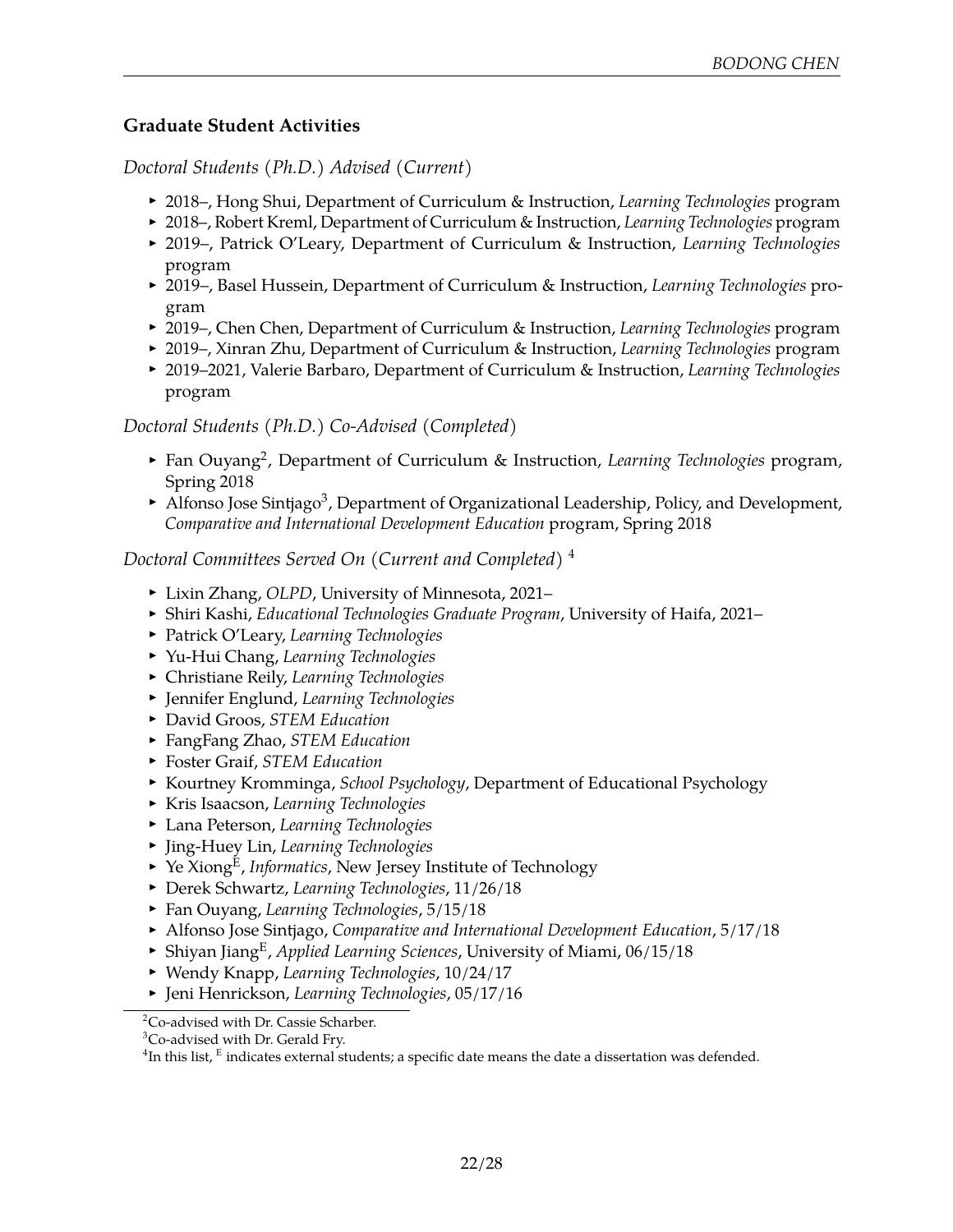### Graduate Student Activities

*Doctoral Students (Ph.D.) Advised (Current)*

- 2018–, Hong Shui, Department of Curriculum & Instruction, *Learning Technologies* program
- 2018–, Robert Kreml, Department of Curriculum & Instruction, *Learning Technologies* program
- 2019–, Patrick O'Leary, Department of Curriculum & Instruction, *Learning Technologies* program
- 2019–, Basel Hussein, Department of Curriculum & Instruction, *Learning Technologies* program
- 2019–, Chen Chen, Department of Curriculum & Instruction, *Learning Technologies* program
- 2019–, Xinran Zhu, Department of Curriculum & Instruction, *Learning Technologies* program
- 2019–2021, Valerie Barbaro, Department of Curriculum & Instruction, *Learning Technologies* program

*Doctoral Students (Ph.D.) Co-Advised (Completed)*

- Fan Ouyang[2], Department of Curriculum & Instruction, *Learning Technologies* program, Spring 2018
- Alfonso Jose Sintjago[3], Department of Organizational Leadership, Policy, and Development, *Comparative and International Development Education* program, Spring 2018

*Doctoral Committees Served On (Current and Completed)* [4]

- Lixin Zhang, *OLPD*, University of Minnesota, 2021–
- Shiri Kashi, *Educational Technologies Graduate Program*, University of Haifa, 2021–
- Patrick O'Leary, *Learning Technologies*
- Yu-Hui Chang, *Learning Technologies*
- Christiane Reily, *Learning Technologies*
- Jennifer Englund, *Learning Technologies*
- David Groos, *STEM Education*
- FangFang Zhao, *STEM Education*
- Foster Graif, *STEM Education*
- Kourtney Kromminga, *School Psychology*, Department of Educational Psychology
- Kris Isaacson, *Learning Technologies*
- Lana Peterson, *Learning Technologies*
- Jing-Huey Lin, *Learning Technologies*
- Ye Xiong[E], *Informatics*, New Jersey Institute of Technology
- Derek Schwartz, *Learning Technologies*, 11/26/18
- Fan Ouyang, *Learning Technologies*, 5/15/18
- Alfonso Jose Sintjago, *Comparative and International Development Education*, 5/17/18
- Shiyan Jiang[E], *Applied Learning Sciences*, University of Miami, 06/15/18
- Wendy Knapp, *Learning Technologies*, 10/24/17
- Jeni Henrickson, *Learning Technologies*, 05/17/16

[2] Co-advised with Dr. Cassie Scharber.

[3] Co-advised with Dr. Gerald Fry.

[4] In this list, [E] indicates external students; a specific date means the date a dissertation was defended.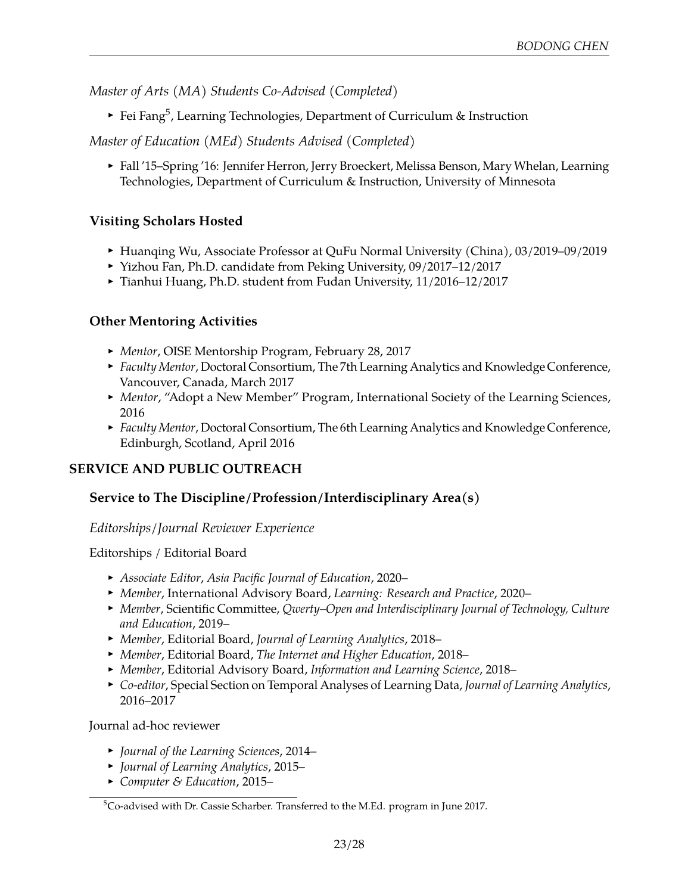*Master of Arts (MA) Students Co-Advised (Completed)*

- Fei Fang[5], Learning Technologies, Department of Curriculum & Instruction

*Master of Education (MEd) Students Advised (Completed)*

- Fall '15–Spring '16: Jennifer Herron, Jerry Broeckert, Melissa Benson, Mary Whelan, Learning Technologies, Department of Curriculum & Instruction, University of Minnesota

### Visiting Scholars Hosted

- Huanqing Wu, Associate Professor at QuFu Normal University (China), 03/2019–09/2019
- Yizhou Fan, Ph.D. candidate from Peking University, 09/2017–12/2017
- Tianhui Huang, Ph.D. student from Fudan University, 11/2016–12/2017

### Other Mentoring Activities

- *Mentor*, OISE Mentorship Program, February 28, 2017
- *Faculty Mentor*, Doctoral Consortium, The 7th Learning Analytics and Knowledge Conference, Vancouver, Canada, March 2017
- *Mentor*, "Adopt a New Member" Program, International Society of the Learning Sciences, 2016
- *Faculty Mentor*, Doctoral Consortium, The 6th Learning Analytics and Knowledge Conference, Edinburgh, Scotland, April 2016

## SERVICE AND PUBLIC OUTREACH

### Service to The Discipline/Profession/Interdisciplinary Area(s)

*Editorships/Journal Reviewer Experience*

Editorships / Editorial Board

- *Associate Editor*, *Asia Pacific Journal of Education*, 2020–
- *Member*, International Advisory Board, *Learning: Research and Practice*, 2020–
- *Member*, Scientific Committee, *Qwerty–Open and Interdisciplinary Journal of Technology, Culture and Education*, 2019–
- *Member*, Editorial Board, *Journal of Learning Analytics*, 2018–
- *Member*, Editorial Board, *The Internet and Higher Education*, 2018–
- *Member*, Editorial Advisory Board, *Information and Learning Science*, 2018–
- *Co-editor*, Special Section on Temporal Analyses of Learning Data, *Journal of Learning Analytics*, 2016–2017

Journal ad-hoc reviewer

- *Journal of the Learning Sciences*, 2014–
- *Journal of Learning Analytics*, 2015–
- *Computer & Education*, 2015–

[5] Co-advised with Dr. Cassie Scharber. Transferred to the M.Ed. program in June 2017.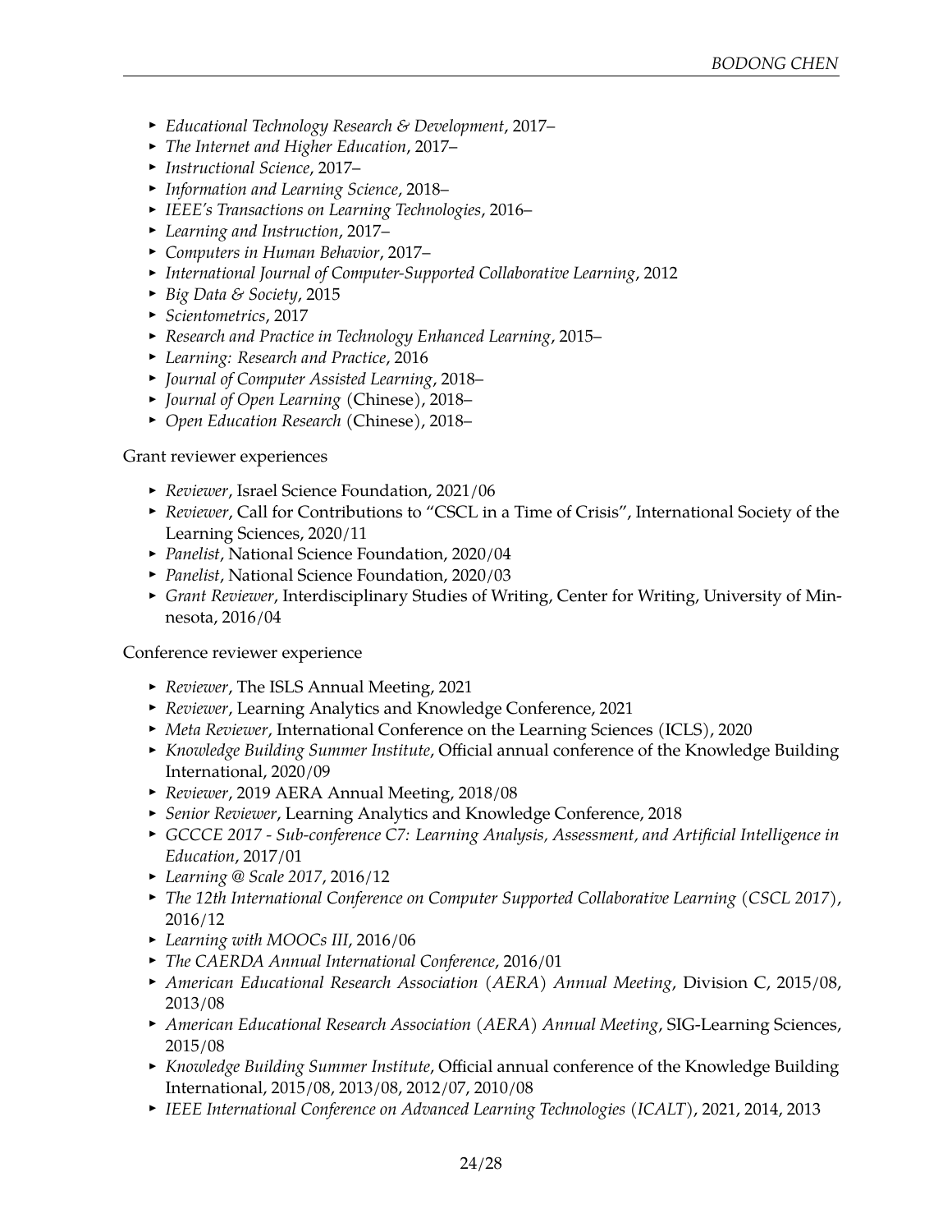- *Educational Technology Research & Development*, 2017–
- *The Internet and Higher Education*, 2017–
- *Instructional Science*, 2017–
- *Information and Learning Science*, 2018–
- *IEEE's Transactions on Learning Technologies*, 2016–
- *Learning and Instruction*, 2017–
- *Computers in Human Behavior*, 2017–
- *International Journal of Computer-Supported Collaborative Learning*, 2012
- *Big Data & Society*, 2015
- *Scientometrics*, 2017
- *Research and Practice in Technology Enhanced Learning*, 2015–
- *Learning: Research and Practice*, 2016
- *Journal of Computer Assisted Learning*, 2018–
- *Journal of Open Learning* (Chinese), 2018–
- *Open Education Research* (Chinese), 2018–

Grant reviewer experiences

- *Reviewer*, Israel Science Foundation, 2021/06
- *Reviewer*, Call for Contributions to "CSCL in a Time of Crisis", International Society of the Learning Sciences, 2020/11
- *Panelist*, National Science Foundation, 2020/04
- *Panelist*, National Science Foundation, 2020/03
- *Grant Reviewer*, Interdisciplinary Studies of Writing, Center for Writing, University of Minnesota, 2016/04

Conference reviewer experience

- *Reviewer*, The ISLS Annual Meeting, 2021
- *Reviewer*, Learning Analytics and Knowledge Conference, 2021
- *Meta Reviewer*, International Conference on the Learning Sciences (ICLS), 2020
- *Knowledge Building Summer Institute*, Official annual conference of the Knowledge Building International, 2020/09
- *Reviewer*, 2019 AERA Annual Meeting, 2018/08
- *Senior Reviewer*, Learning Analytics and Knowledge Conference, 2018
- *GCCCE 2017 - Sub-conference C7: Learning Analysis, Assessment, and Artificial Intelligence in Education*, 2017/01
- *Learning @ Scale 2017*, 2016/12
- *The 12th International Conference on Computer Supported Collaborative Learning (CSCL 2017)*, 2016/12
- *Learning with MOOCs III*, 2016/06
- *The CAERDA Annual International Conference*, 2016/01
- *American Educational Research Association (AERA) Annual Meeting*, Division C, 2015/08, 2013/08
- *American Educational Research Association (AERA) Annual Meeting*, SIG-Learning Sciences, 2015/08
- *Knowledge Building Summer Institute*, Official annual conference of the Knowledge Building International, 2015/08, 2013/08, 2012/07, 2010/08
- *IEEE International Conference on Advanced Learning Technologies (ICALT)*, 2021, 2014, 2013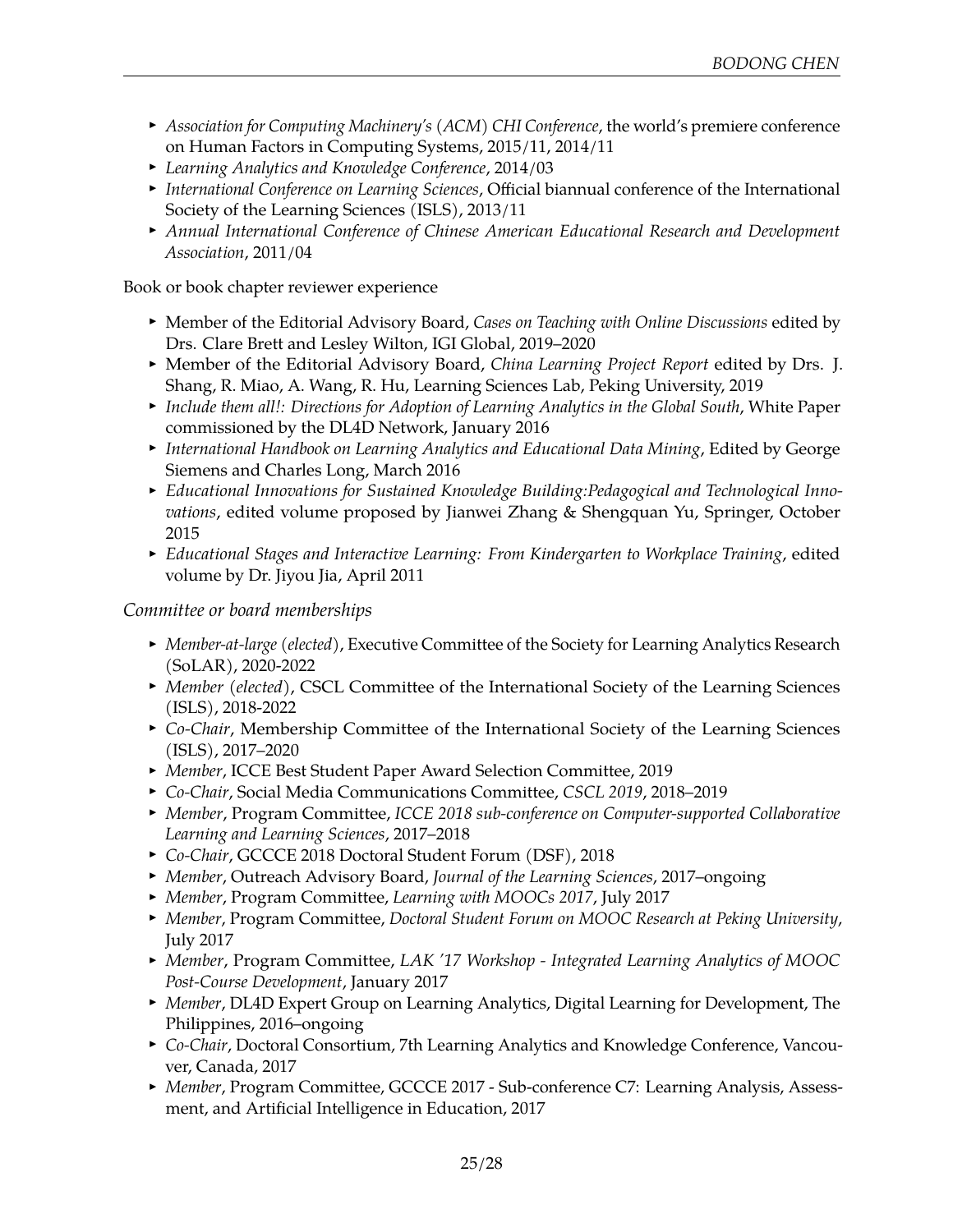- *Association for Computing Machinery's (ACM) CHI Conference*, the world's premiere conference on Human Factors in Computing Systems, 2015/11, 2014/11
- *Learning Analytics and Knowledge Conference*, 2014/03
- *International Conference on Learning Sciences*, Official biannual conference of the International Society of the Learning Sciences (ISLS), 2013/11
- *Annual International Conference of Chinese American Educational Research and Development Association*, 2011/04

Book or book chapter reviewer experience

- Member of the Editorial Advisory Board, *Cases on Teaching with Online Discussions* edited by Drs. Clare Brett and Lesley Wilton, IGI Global, 2019–2020
- Member of the Editorial Advisory Board, *China Learning Project Report* edited by Drs. J. Shang, R. Miao, A. Wang, R. Hu, Learning Sciences Lab, Peking University, 2019
- *Include them all!: Directions for Adoption of Learning Analytics in the Global South*, White Paper commissioned by the DL4D Network, January 2016
- *International Handbook on Learning Analytics and Educational Data Mining*, Edited by George Siemens and Charles Long, March 2016
- *Educational Innovations for Sustained Knowledge Building:Pedagogical and Technological Innovations*, edited volume proposed by Jianwei Zhang & Shengquan Yu, Springer, October 2015
- *Educational Stages and Interactive Learning: From Kindergarten to Workplace Training*, edited volume by Dr. Jiyou Jia, April 2011

*Committee or board memberships*

- *Member-at-large (elected)*, Executive Committee of the Society for Learning Analytics Research (SoLAR), 2020-2022
- *Member (elected)*, CSCL Committee of the International Society of the Learning Sciences (ISLS), 2018-2022
- *Co-Chair*, Membership Committee of the International Society of the Learning Sciences (ISLS), 2017–2020
- *Member*, ICCE Best Student Paper Award Selection Committee, 2019
- *Co-Chair*, Social Media Communications Committee, *CSCL 2019*, 2018–2019
- *Member*, Program Committee, *ICCE 2018 sub-conference on Computer-supported Collaborative Learning and Learning Sciences*, 2017–2018
- *Co-Chair*, GCCCE 2018 Doctoral Student Forum (DSF), 2018
- *Member*, Outreach Advisory Board, *Journal of the Learning Sciences*, 2017–ongoing
- *Member*, Program Committee, *Learning with MOOCs 2017*, July 2017
- *Member*, Program Committee, *Doctoral Student Forum on MOOC Research at Peking University*, July 2017
- *Member*, Program Committee, *LAK '17 Workshop - Integrated Learning Analytics of MOOC Post-Course Development*, January 2017
- *Member*, DL4D Expert Group on Learning Analytics, Digital Learning for Development, The Philippines, 2016–ongoing
- *Co-Chair*, Doctoral Consortium, 7th Learning Analytics and Knowledge Conference, Vancouver, Canada, 2017
- *Member*, Program Committee, GCCCE 2017 - Sub-conference C7: Learning Analysis, Assessment, and Artificial Intelligence in Education, 2017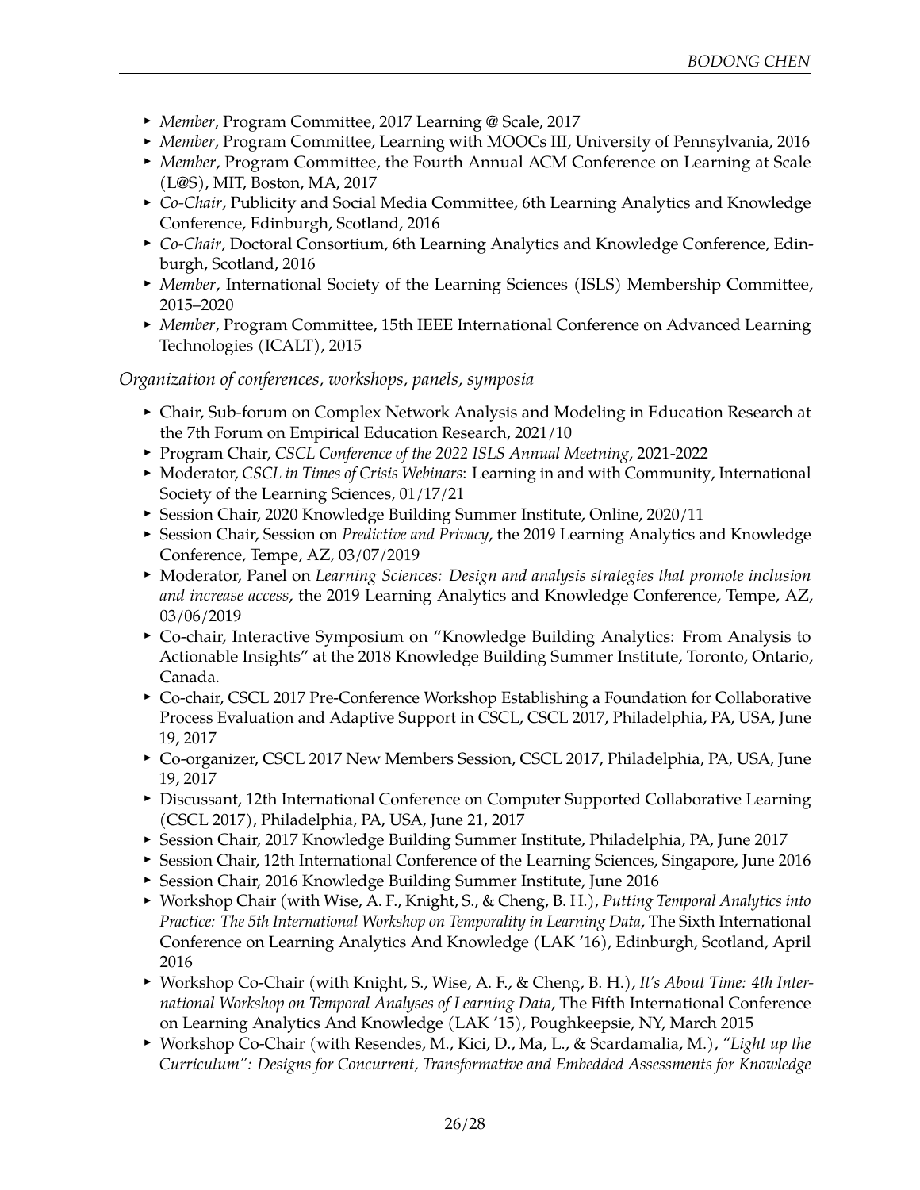- *Member*, Program Committee, 2017 Learning @ Scale, 2017
- *Member*, Program Committee, Learning with MOOCs III, University of Pennsylvania, 2016
- *Member*, Program Committee, the Fourth Annual ACM Conference on Learning at Scale (L@S), MIT, Boston, MA, 2017
- *Co-Chair*, Publicity and Social Media Committee, 6th Learning Analytics and Knowledge Conference, Edinburgh, Scotland, 2016
- *Co-Chair*, Doctoral Consortium, 6th Learning Analytics and Knowledge Conference, Edinburgh, Scotland, 2016
- *Member*, International Society of the Learning Sciences (ISLS) Membership Committee, 2015–2020
- *Member*, Program Committee, 15th IEEE International Conference on Advanced Learning Technologies (ICALT), 2015

*Organization of conferences, workshops, panels, symposia*

- Chair, Sub-forum on Complex Network Analysis and Modeling in Education Research at the 7th Forum on Empirical Education Research, 2021/10
- Program Chair, *CSCL Conference of the 2022 ISLS Annual Meetning*, 2021-2022
- Moderator, *CSCL in Times of Crisis Webinars*: Learning in and with Community, International Society of the Learning Sciences, 01/17/21
- Session Chair, 2020 Knowledge Building Summer Institute, Online, 2020/11
- Session Chair, Session on *Predictive and Privacy*, the 2019 Learning Analytics and Knowledge Conference, Tempe, AZ, 03/07/2019
- Moderator, Panel on *Learning Sciences: Design and analysis strategies that promote inclusion and increase access*, the 2019 Learning Analytics and Knowledge Conference, Tempe, AZ, 03/06/2019
- Co-chair, Interactive Symposium on "Knowledge Building Analytics: From Analysis to Actionable Insights" at the 2018 Knowledge Building Summer Institute, Toronto, Ontario, Canada.
- Co-chair, CSCL 2017 Pre-Conference Workshop Establishing a Foundation for Collaborative Process Evaluation and Adaptive Support in CSCL, CSCL 2017, Philadelphia, PA, USA, June 19, 2017
- Co-organizer, CSCL 2017 New Members Session, CSCL 2017, Philadelphia, PA, USA, June 19, 2017
- Discussant, 12th International Conference on Computer Supported Collaborative Learning (CSCL 2017), Philadelphia, PA, USA, June 21, 2017
- Session Chair, 2017 Knowledge Building Summer Institute, Philadelphia, PA, June 2017
- Session Chair, 12th International Conference of the Learning Sciences, Singapore, June 2016
- Session Chair, 2016 Knowledge Building Summer Institute, June 2016
- Workshop Chair (with Wise, A. F., Knight, S., & Cheng, B. H.), *Putting Temporal Analytics into Practice: The 5th International Workshop on Temporality in Learning Data*, The Sixth International Conference on Learning Analytics And Knowledge (LAK '16), Edinburgh, Scotland, April 2016
- Workshop Co-Chair (with Knight, S., Wise, A. F., & Cheng, B. H.), *It's About Time: 4th International Workshop on Temporal Analyses of Learning Data*, The Fifth International Conference on Learning Analytics And Knowledge (LAK '15), Poughkeepsie, NY, March 2015
- Workshop Co-Chair (with Resendes, M., Kici, D., Ma, L., & Scardamalia, M.), *"Light up the Curriculum": Designs for Concurrent, Transformative and Embedded Assessments for Knowledge*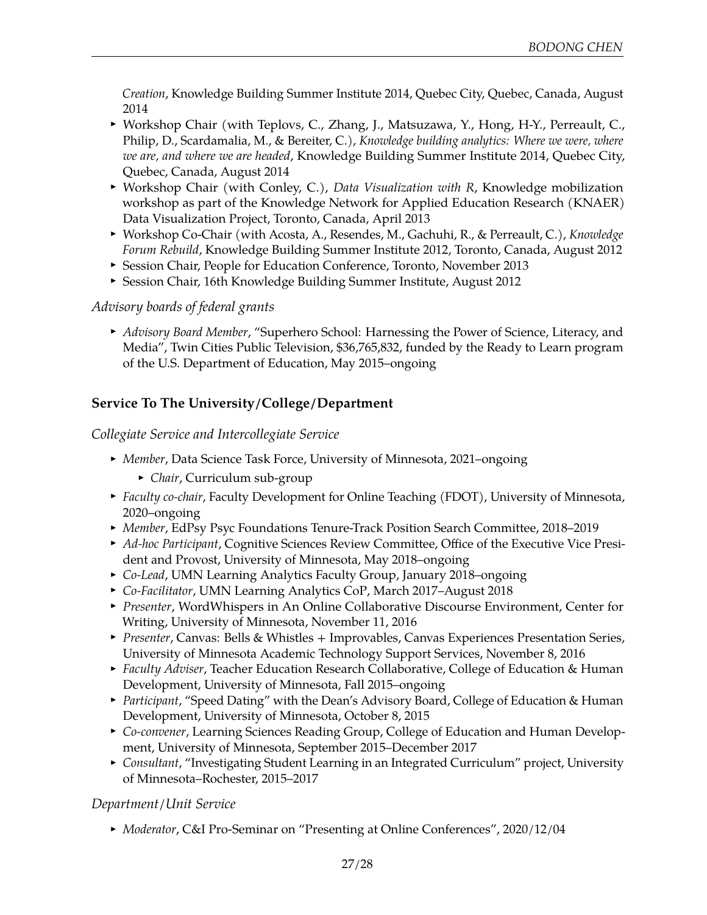*Creation*, Knowledge Building Summer Institute 2014, Quebec City, Quebec, Canada, August 2014

- Workshop Chair (with Teplovs, C., Zhang, J., Matsuzawa, Y., Hong, H-Y., Perreault, C., Philip, D., Scardamalia, M., & Bereiter, C.), *Knowledge building analytics: Where we were, where we are, and where we are headed*, Knowledge Building Summer Institute 2014, Quebec City, Quebec, Canada, August 2014
- Workshop Chair (with Conley, C.), *Data Visualization with R*, Knowledge mobilization workshop as part of the Knowledge Network for Applied Education Research (KNAER) Data Visualization Project, Toronto, Canada, April 2013
- Workshop Co-Chair (with Acosta, A., Resendes, M., Gachuhi, R., & Perreault, C.), *Knowledge Forum Rebuild*, Knowledge Building Summer Institute 2012, Toronto, Canada, August 2012
- Session Chair, People for Education Conference, Toronto, November 2013
- Session Chair, 16th Knowledge Building Summer Institute, August 2012

*Advisory boards of federal grants*

- *Advisory Board Member*, "Superhero School: Harnessing the Power of Science, Literacy, and Media", Twin Cities Public Television, $36,765,832, funded by the Ready to Learn program of the U.S. Department of Education, May 2015–ongoing

### Service To The University/College/Department

*Collegiate Service and Intercollegiate Service*

- *Member*, Data Science Task Force, University of Minnesota, 2021–ongoing
  - *Chair*, Curriculum sub-group
- *Faculty co-chair*, Faculty Development for Online Teaching (FDOT), University of Minnesota, 2020–ongoing
- *Member*, EdPsy Psyc Foundations Tenure-Track Position Search Committee, 2018–2019
- *Ad-hoc Participant*, Cognitive Sciences Review Committee, Office of the Executive Vice President and Provost, University of Minnesota, May 2018–ongoing
- *Co-Lead*, UMN Learning Analytics Faculty Group, January 2018–ongoing
- *Co-Facilitator*, UMN Learning Analytics CoP, March 2017–August 2018
- *Presenter*, WordWhispers in An Online Collaborative Discourse Environment, Center for Writing, University of Minnesota, November 11, 2016
- *Presenter*, Canvas: Bells & Whistles + Improvables, Canvas Experiences Presentation Series, University of Minnesota Academic Technology Support Services, November 8, 2016
- *Faculty Adviser*, Teacher Education Research Collaborative, College of Education & Human Development, University of Minnesota, Fall 2015–ongoing
- *Participant*, "Speed Dating" with the Dean's Advisory Board, College of Education & Human Development, University of Minnesota, October 8, 2015
- *Co-convener*, Learning Sciences Reading Group, College of Education and Human Development, University of Minnesota, September 2015–December 2017
- *Consultant*, "Investigating Student Learning in an Integrated Curriculum" project, University of Minnesota–Rochester, 2015–2017

*Department/Unit Service*

- *Moderator*, C&I Pro-Seminar on "Presenting at Online Conferences", 2020/12/04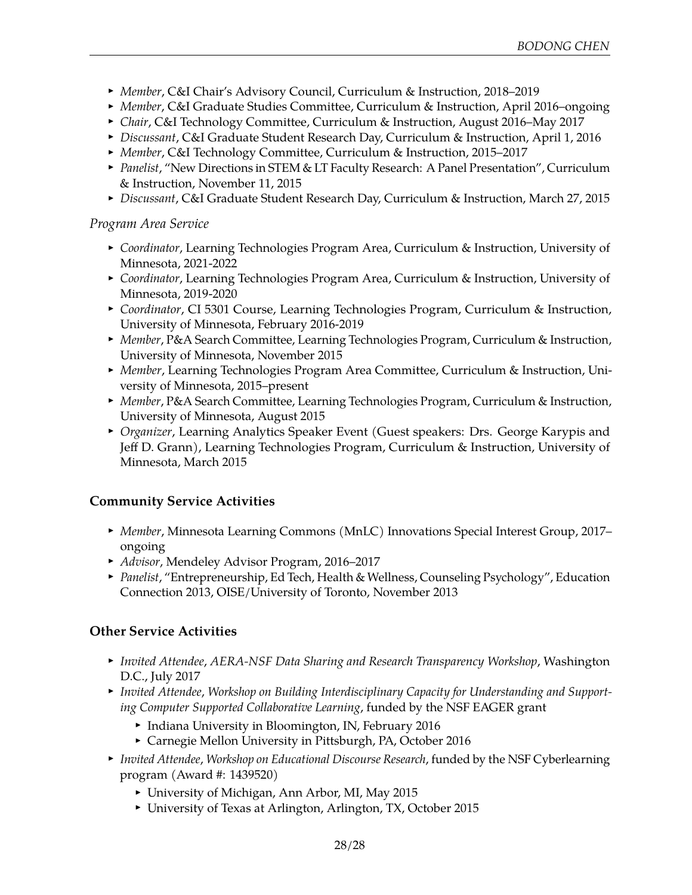- *Member*, C&I Chair's Advisory Council, Curriculum & Instruction, 2018–2019
- *Member*, C&I Graduate Studies Committee, Curriculum & Instruction, April 2016–ongoing
- *Chair*, C&I Technology Committee, Curriculum & Instruction, August 2016–May 2017
- *Discussant*, C&I Graduate Student Research Day, Curriculum & Instruction, April 1, 2016
- *Member*, C&I Technology Committee, Curriculum & Instruction, 2015–2017
- *Panelist*, "New Directions in STEM & LT Faculty Research: A Panel Presentation", Curriculum & Instruction, November 11, 2015
- *Discussant*, C&I Graduate Student Research Day, Curriculum & Instruction, March 27, 2015

*Program Area Service*

- *Coordinator*, Learning Technologies Program Area, Curriculum & Instruction, University of Minnesota, 2021-2022
- *Coordinator*, Learning Technologies Program Area, Curriculum & Instruction, University of Minnesota, 2019-2020
- *Coordinator*, CI 5301 Course, Learning Technologies Program, Curriculum & Instruction, University of Minnesota, February 2016-2019
- *Member*, P&A Search Committee, Learning Technologies Program, Curriculum & Instruction, University of Minnesota, November 2015
- *Member*, Learning Technologies Program Area Committee, Curriculum & Instruction, University of Minnesota, 2015–present
- *Member*, P&A Search Committee, Learning Technologies Program, Curriculum & Instruction, University of Minnesota, August 2015
- *Organizer*, Learning Analytics Speaker Event (Guest speakers: Drs. George Karypis and Jeff D. Grann), Learning Technologies Program, Curriculum & Instruction, University of Minnesota, March 2015

### Community Service Activities

- *Member*, Minnesota Learning Commons (MnLC) Innovations Special Interest Group, 2017–ongoing
- *Advisor*, Mendeley Advisor Program, 2016–2017
- *Panelist*, "Entrepreneurship, Ed Tech, Health & Wellness, Counseling Psychology", Education Connection 2013, OISE/University of Toronto, November 2013

### Other Service Activities

- *Invited Attendee*, *AERA-NSF Data Sharing and Research Transparency Workshop*, Washington D.C., July 2017
- *Invited Attendee*, *Workshop on Building Interdisciplinary Capacity for Understanding and Supporting Computer Supported Collaborative Learning*, funded by the NSF EAGER grant
  - Indiana University in Bloomington, IN, February 2016
  - Carnegie Mellon University in Pittsburgh, PA, October 2016
- *Invited Attendee*, *Workshop on Educational Discourse Research*, funded by the NSF Cyberlearning program (Award #: 1439520)
  - University of Michigan, Ann Arbor, MI, May 2015
  - University of Texas at Arlington, Arlington, TX, October 2015